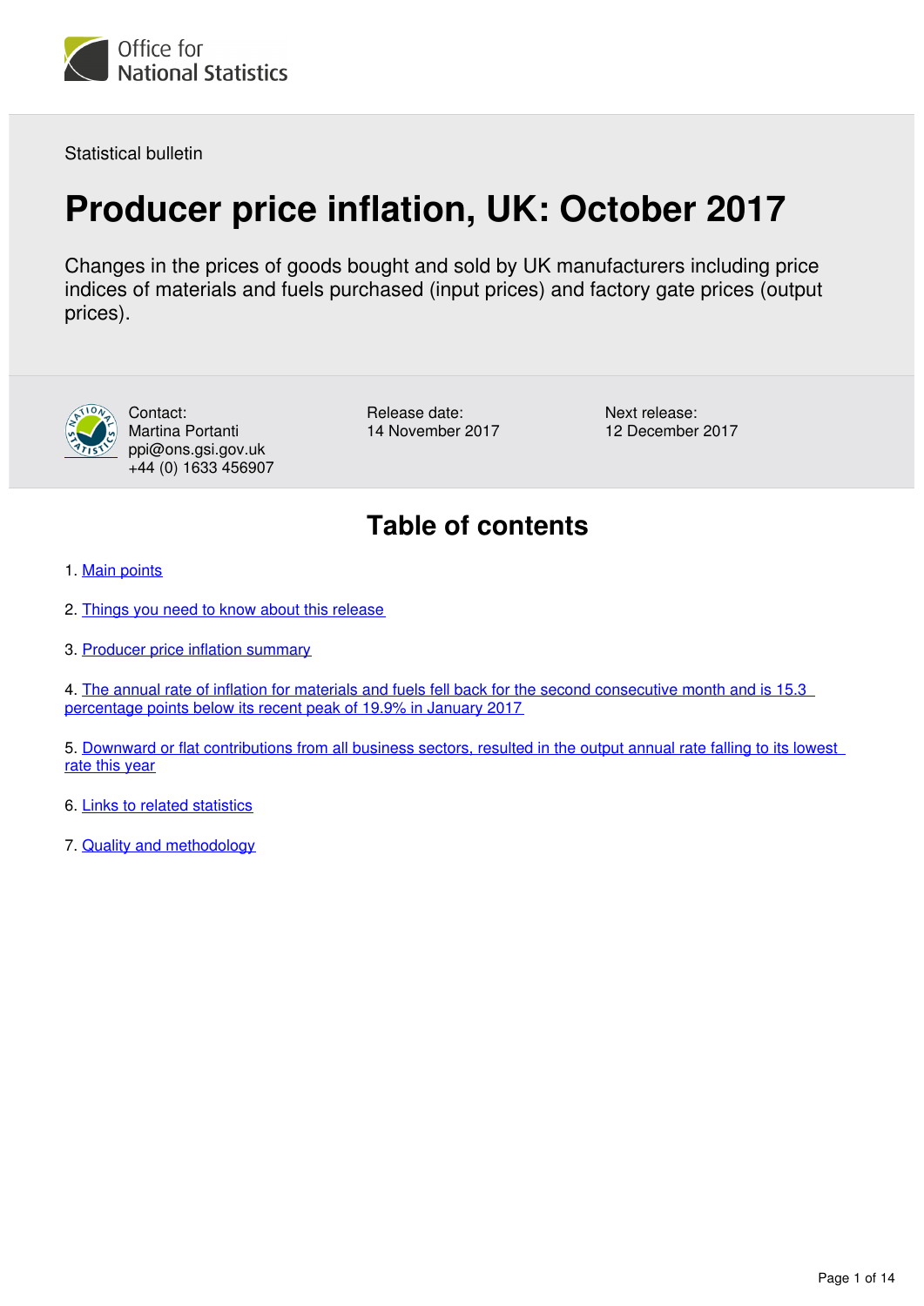Office for National Statistics

Statistical bulletin

# Producer price inflation, UK: October 2017

Changes in the prices of goods bought and sold by UK manufacturers including price indices of materials and fuels purchased (input prices) and factory gate prices (output prices).

Contact:
Martina Portanti
ppi@ons.gsi.gov.uk
+44 (0) 1633 456907

Release date:
14 November 2017

Next release:
12 December 2017

## Table of contents

1. Main points

2. Things you need to know about this release

3. Producer price inflation summary

4. The annual rate of inflation for materials and fuels fell back for the second consecutive month and is 15.3 percentage points below its recent peak of 19.9% in January 2017

5. Downward or flat contributions from all business sectors, resulted in the output annual rate falling to its lowest rate this year

6. Links to related statistics

7. Quality and methodology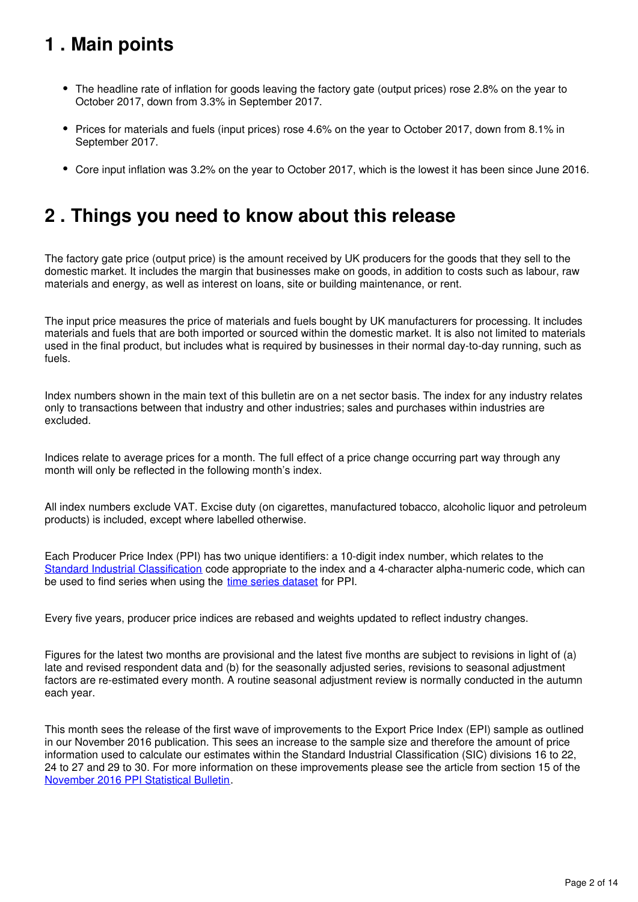## 1 . Main points

- The headline rate of inflation for goods leaving the factory gate (output prices) rose 2.8% on the year to October 2017, down from 3.3% in September 2017.
- Prices for materials and fuels (input prices) rose 4.6% on the year to October 2017, down from 8.1% in September 2017.
- Core input inflation was 3.2% on the year to October 2017, which is the lowest it has been since June 2016.

## 2 . Things you need to know about this release

The factory gate price (output price) is the amount received by UK producers for the goods that they sell to the domestic market. It includes the margin that businesses make on goods, in addition to costs such as labour, raw materials and energy, as well as interest on loans, site or building maintenance, or rent.

The input price measures the price of materials and fuels bought by UK manufacturers for processing. It includes materials and fuels that are both imported or sourced within the domestic market. It is also not limited to materials used in the final product, but includes what is required by businesses in their normal day-to-day running, such as fuels.

Index numbers shown in the main text of this bulletin are on a net sector basis. The index for any industry relates only to transactions between that industry and other industries; sales and purchases within industries are excluded.

Indices relate to average prices for a month. The full effect of a price change occurring part way through any month will only be reflected in the following month's index.

All index numbers exclude VAT. Excise duty (on cigarettes, manufactured tobacco, alcoholic liquor and petroleum products) is included, except where labelled otherwise.

Each Producer Price Index (PPI) has two unique identifiers: a 10-digit index number, which relates to the Standard Industrial Classification code appropriate to the index and a 4-character alpha-numeric code, which can be used to find series when using the time series dataset for PPI.

Every five years, producer price indices are rebased and weights updated to reflect industry changes.

Figures for the latest two months are provisional and the latest five months are subject to revisions in light of (a) late and revised respondent data and (b) for the seasonally adjusted series, revisions to seasonal adjustment factors are re-estimated every month. A routine seasonal adjustment review is normally conducted in the autumn each year.

This month sees the release of the first wave of improvements to the Export Price Index (EPI) sample as outlined in our November 2016 publication. This sees an increase to the sample size and therefore the amount of price information used to calculate our estimates within the Standard Industrial Classification (SIC) divisions 16 to 22, 24 to 27 and 29 to 30. For more information on these improvements please see the article from section 15 of the November 2016 PPI Statistical Bulletin.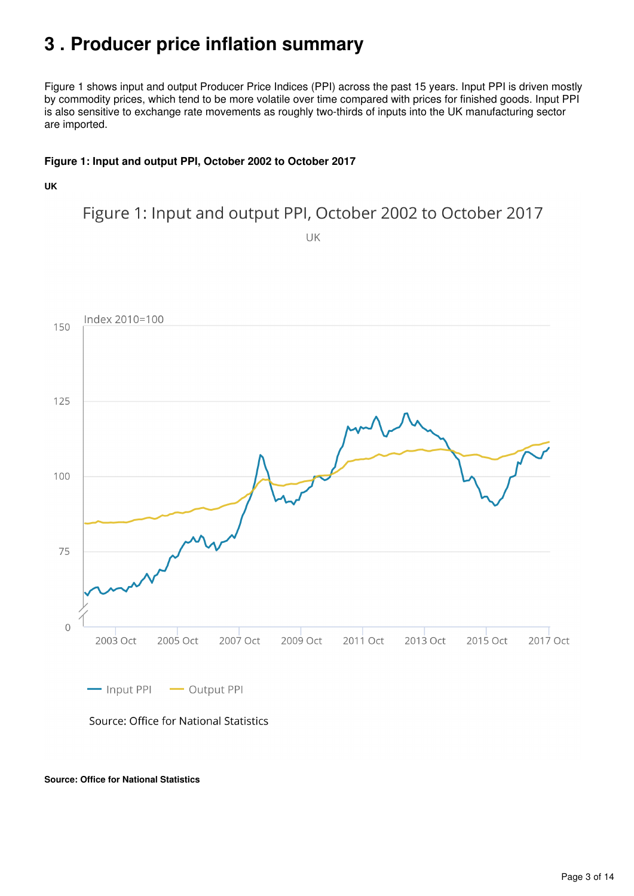# 3 . Producer price inflation summary

Figure 1 shows input and output Producer Price Indices (PPI) across the past 15 years. Input PPI is driven mostly by commodity prices, which tend to be more volatile over time compared with prices for finished goods. Input PPI is also sensitive to exchange rate movements as roughly two-thirds of inputs into the UK manufacturing sector are imported.

**Figure 1: Input and output PPI, October 2002 to October 2017**

**UK**

**Source: Office for National Statistics**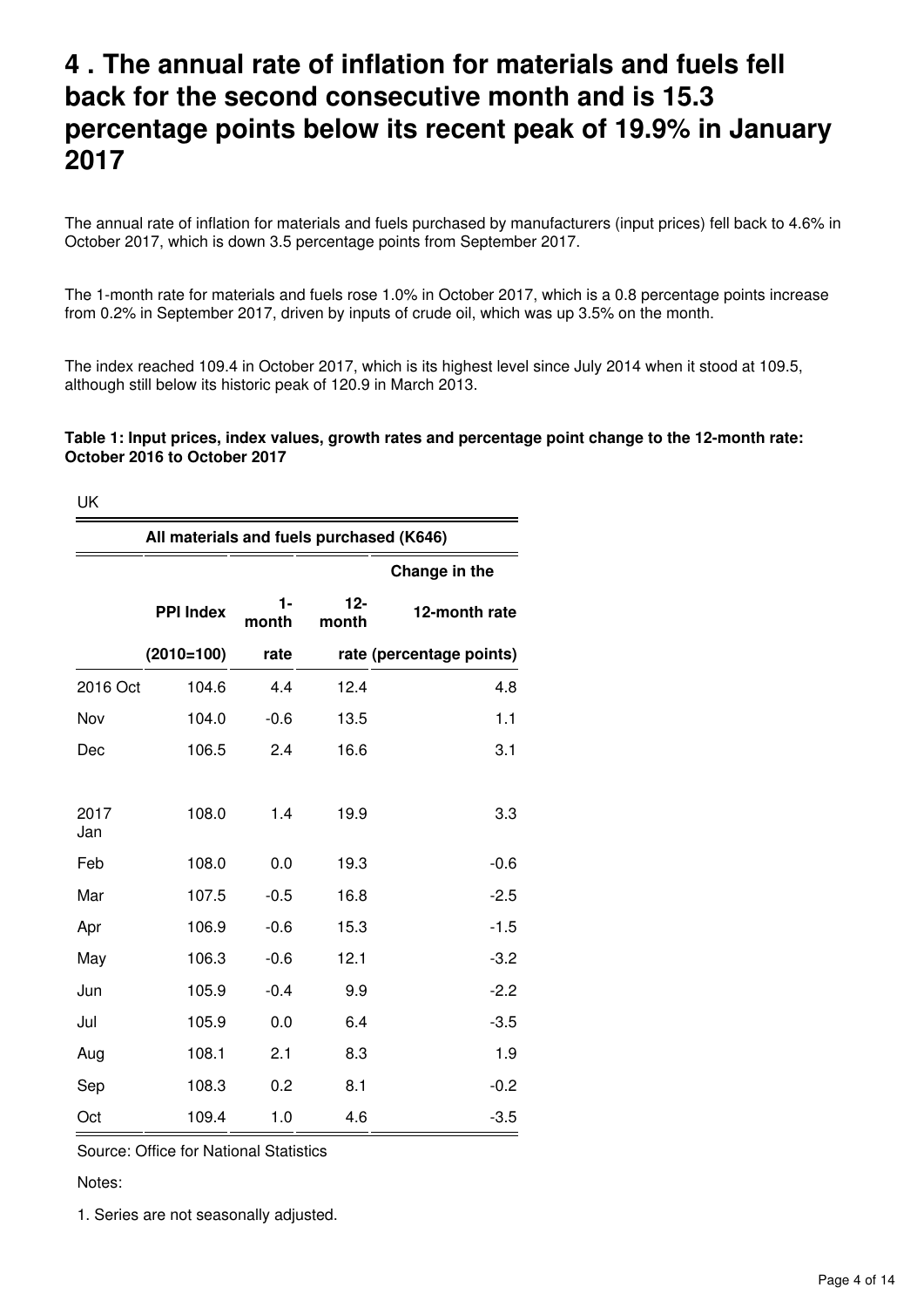# 4 . The annual rate of inflation for materials and fuels fell back for the second consecutive month and is 15.3 percentage points below its recent peak of 19.9% in January 2017

The annual rate of inflation for materials and fuels purchased by manufacturers (input prices) fell back to 4.6% in October 2017, which is down 3.5 percentage points from September 2017.

The 1-month rate for materials and fuels rose 1.0% in October 2017, which is a 0.8 percentage points increase from 0.2% in September 2017, driven by inputs of crude oil, which was up 3.5% on the month.

The index reached 109.4 in October 2017, which is its highest level since July 2014 when it stood at 109.5, although still below its historic peak of 120.9 in March 2013.

**Table 1: Input prices, index values, growth rates and percentage point change to the 12-month rate: October 2016 to October 2017**

UK

| | All materials and fuels purchased (K646) | | | |
|---|---|---|---|---|
| | PPI Index (2010=100) | 1-month rate | 12-month rate | Change in the 12-month rate (percentage points) |
| 2016 Oct | 104.6 | 4.4 | 12.4 | 4.8 |
| Nov | 104.0 | -0.6 | 13.5 | 1.1 |
| Dec | 106.5 | 2.4 | 16.6 | 3.1 |
| 2017 Jan | 108.0 | 1.4 | 19.9 | 3.3 |
| Feb | 108.0 | 0.0 | 19.3 | -0.6 |
| Mar | 107.5 | -0.5 | 16.8 | -2.5 |
| Apr | 106.9 | -0.6 | 15.3 | -1.5 |
| May | 106.3 | -0.6 | 12.1 | -3.2 |
| Jun | 105.9 | -0.4 | 9.9 | -2.2 |
| Jul | 105.9 | 0.0 | 6.4 | -3.5 |
| Aug | 108.1 | 2.1 | 8.3 | 1.9 |
| Sep | 108.3 | 0.2 | 8.1 | -0.2 |
| Oct | 109.4 | 1.0 | 4.6 | -3.5 |

Source: Office for National Statistics

Notes:

1. Series are not seasonally adjusted.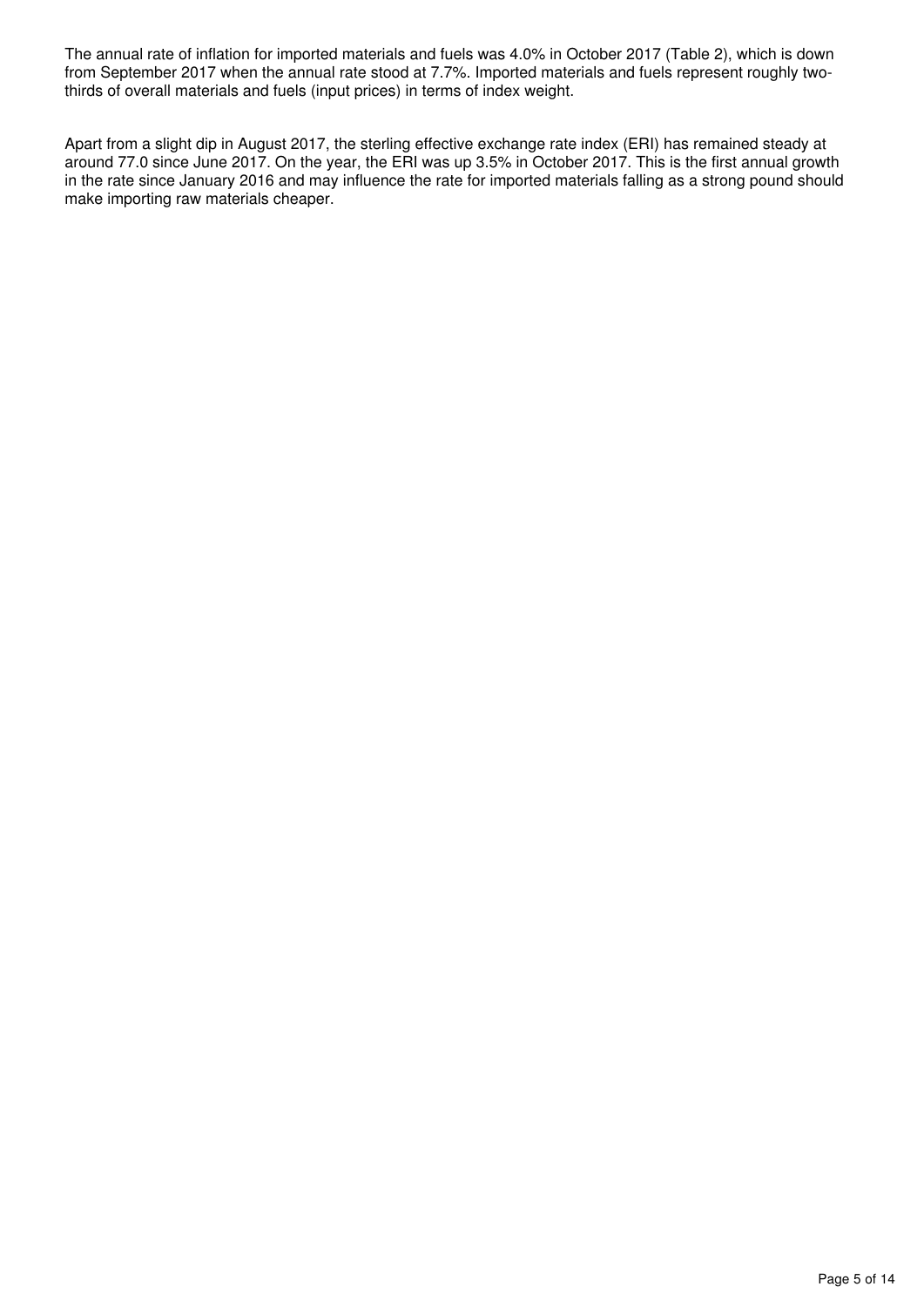The annual rate of inflation for imported materials and fuels was 4.0% in October 2017 (Table 2), which is down from September 2017 when the annual rate stood at 7.7%. Imported materials and fuels represent roughly two-thirds of overall materials and fuels (input prices) in terms of index weight.

Apart from a slight dip in August 2017, the sterling effective exchange rate index (ERI) has remained steady at around 77.0 since June 2017. On the year, the ERI was up 3.5% in October 2017. This is the first annual growth in the rate since January 2016 and may influence the rate for imported materials falling as a strong pound should make importing raw materials cheaper.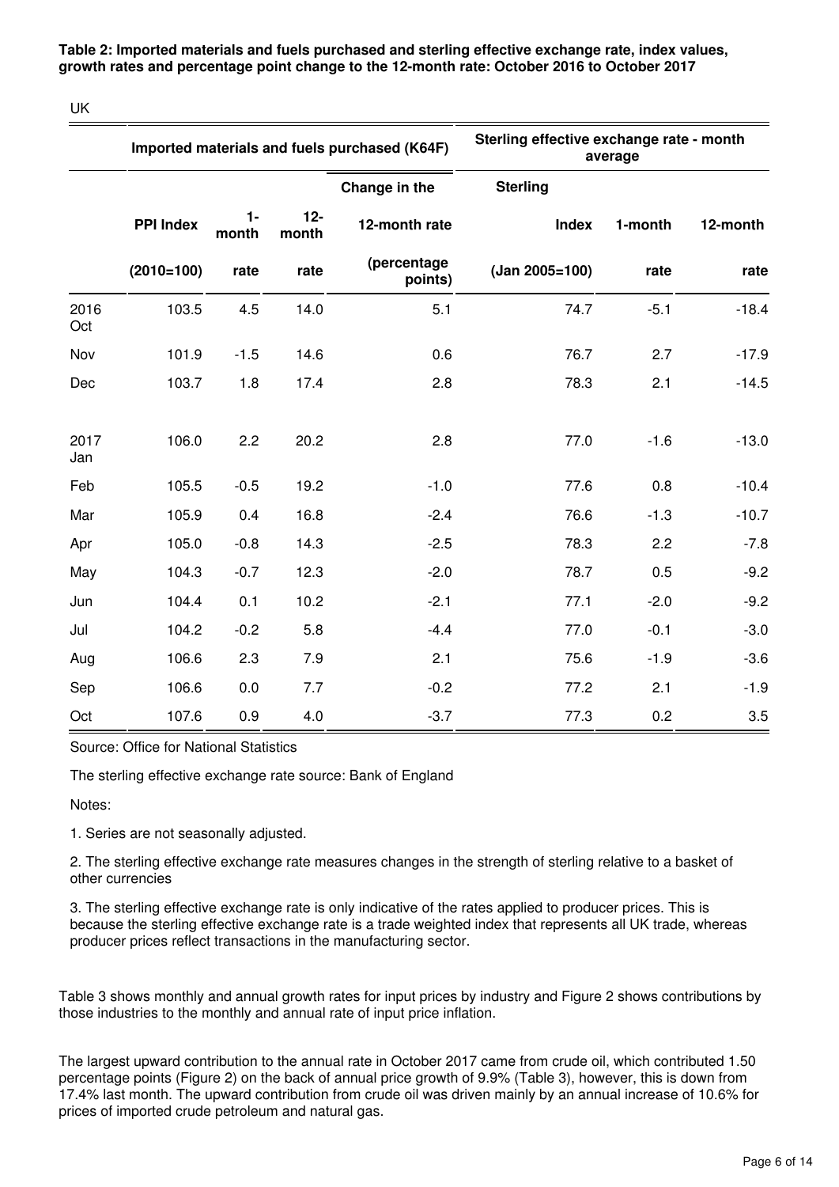**Table 2: Imported materials and fuels purchased and sterling effective exchange rate, index values, growth rates and percentage point change to the 12-month rate: October 2016 to October 2017**

UK

| | Imported materials and fuels purchased (K64F) | | | | Sterling effective exchange rate - month average | | |
|---|---|---|---|---|---|---|---|
| | PPI Index (2010=100) | 1-month rate | 12-month rate | Change in the 12-month rate (percentage points) | Sterling Index (Jan 2005=100) | 1-month rate | 12-month rate |
| 2016 Oct | 103.5 | 4.5 | 14.0 | 5.1 | 74.7 | -5.1 | -18.4 |
| Nov | 101.9 | -1.5 | 14.6 | 0.6 | 76.7 | 2.7 | -17.9 |
| Dec | 103.7 | 1.8 | 17.4 | 2.8 | 78.3 | 2.1 | -14.5 |
| 2017 Jan | 106.0 | 2.2 | 20.2 | 2.8 | 77.0 | -1.6 | -13.0 |
| Feb | 105.5 | -0.5 | 19.2 | -1.0 | 77.6 | 0.8 | -10.4 |
| Mar | 105.9 | 0.4 | 16.8 | -2.4 | 76.6 | -1.3 | -10.7 |
| Apr | 105.0 | -0.8 | 14.3 | -2.5 | 78.3 | 2.2 | -7.8 |
| May | 104.3 | -0.7 | 12.3 | -2.0 | 78.7 | 0.5 | -9.2 |
| Jun | 104.4 | 0.1 | 10.2 | -2.1 | 77.1 | -2.0 | -9.2 |
| Jul | 104.2 | -0.2 | 5.8 | -4.4 | 77.0 | -0.1 | -3.0 |
| Aug | 106.6 | 2.3 | 7.9 | 2.1 | 75.6 | -1.9 | -3.6 |
| Sep | 106.6 | 0.0 | 7.7 | -0.2 | 77.2 | 2.1 | -1.9 |
| Oct | 107.6 | 0.9 | 4.0 | -3.7 | 77.3 | 0.2 | 3.5 |

Source: Office for National Statistics

The sterling effective exchange rate source: Bank of England

Notes:

1. Series are not seasonally adjusted.

2. The sterling effective exchange rate measures changes in the strength of sterling relative to a basket of other currencies

3. The sterling effective exchange rate is only indicative of the rates applied to producer prices. This is because the sterling effective exchange rate is a trade weighted index that represents all UK trade, whereas producer prices reflect transactions in the manufacturing sector.

Table 3 shows monthly and annual growth rates for input prices by industry and Figure 2 shows contributions by those industries to the monthly and annual rate of input price inflation.

The largest upward contribution to the annual rate in October 2017 came from crude oil, which contributed 1.50 percentage points (Figure 2) on the back of annual price growth of 9.9% (Table 3), however, this is down from 17.4% last month. The upward contribution from crude oil was driven mainly by an annual increase of 10.6% for prices of imported crude petroleum and natural gas.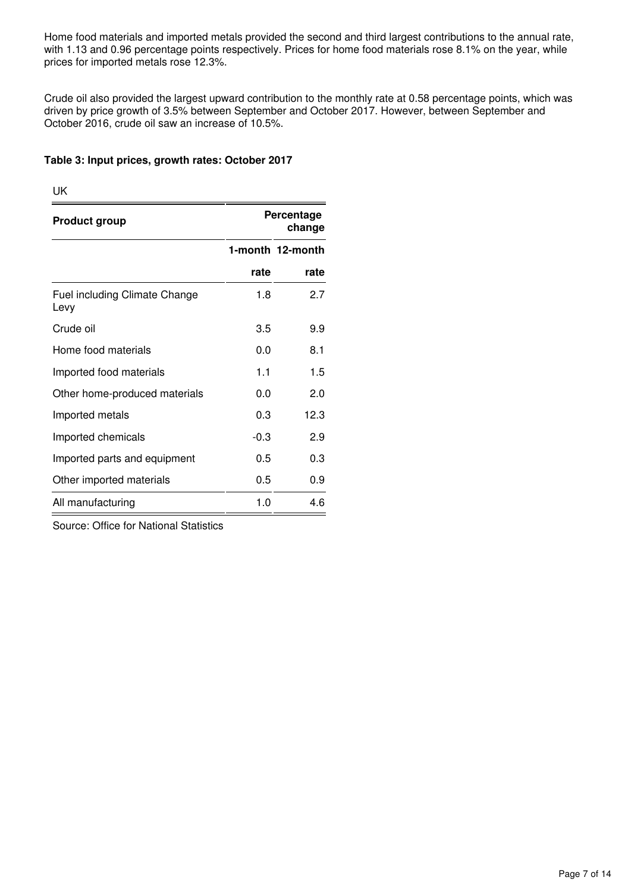Home food materials and imported metals provided the second and third largest contributions to the annual rate, with 1.13 and 0.96 percentage points respectively. Prices for home food materials rose 8.1% on the year, while prices for imported metals rose 12.3%.

Crude oil also provided the largest upward contribution to the monthly rate at 0.58 percentage points, which was driven by price growth of 3.5% between September and October 2017. However, between September and October 2016, crude oil saw an increase of 10.5%.

**Table 3: Input prices, growth rates: October 2017**

UK

| Product group | Percentage change | |
|---|---|---|
| | 1-month rate | 12-month rate |
| Fuel including Climate Change Levy | 1.8 | 2.7 |
| Crude oil | 3.5 | 9.9 |
| Home food materials | 0.0 | 8.1 |
| Imported food materials | 1.1 | 1.5 |
| Other home-produced materials | 0.0 | 2.0 |
| Imported metals | 0.3 | 12.3 |
| Imported chemicals | -0.3 | 2.9 |
| Imported parts and equipment | 0.5 | 0.3 |
| Other imported materials | 0.5 | 0.9 |
| All manufacturing | 1.0 | 4.6 |

Source: Office for National Statistics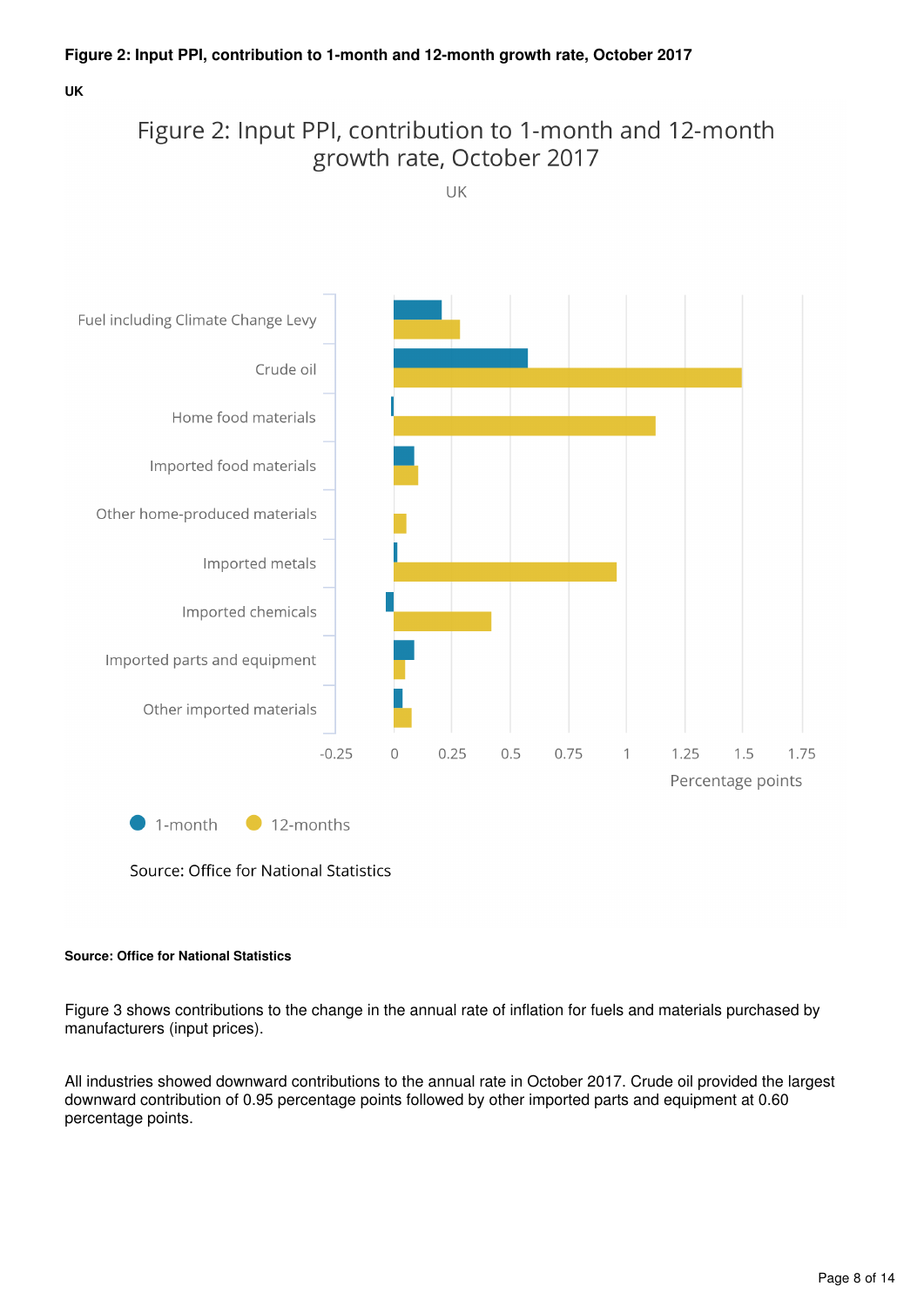**Figure 2: Input PPI, contribution to 1-month and 12-month growth rate, October 2017**

**UK**

**Source: Office for National Statistics**

Figure 3 shows contributions to the change in the annual rate of inflation for fuels and materials purchased by manufacturers (input prices).

All industries showed downward contributions to the annual rate in October 2017. Crude oil provided the largest downward contribution of 0.95 percentage points followed by other imported parts and equipment at 0.60 percentage points.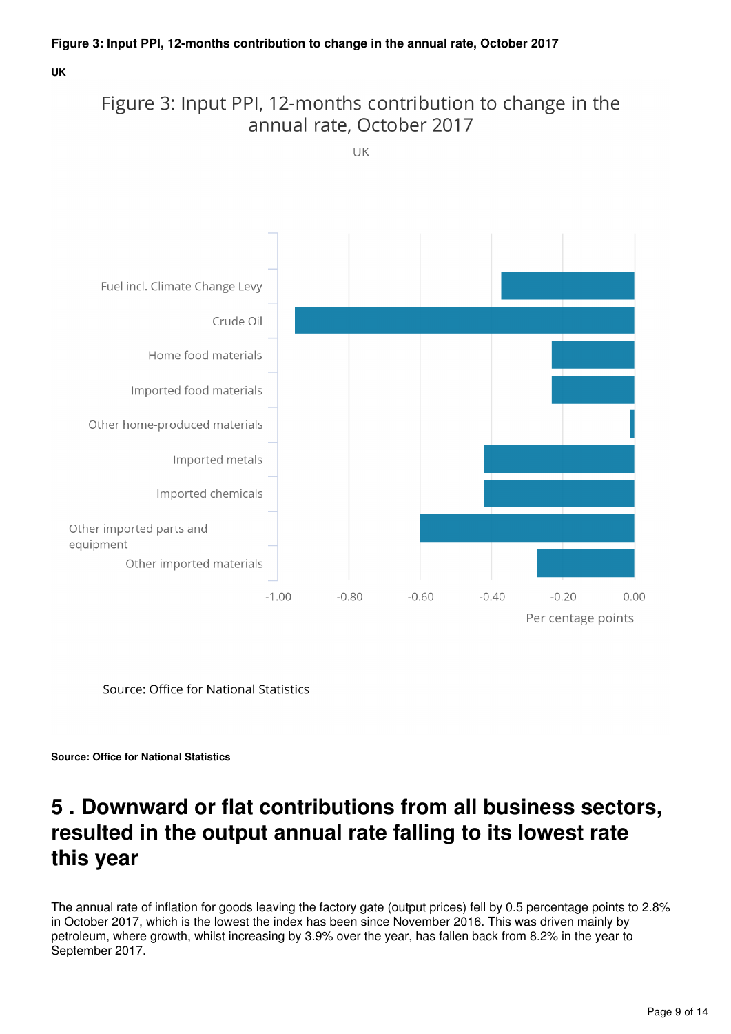**Figure 3: Input PPI, 12-months contribution to change in the annual rate, October 2017**

**UK**

Figure 3: Input PPI, 12-months contribution to change in the annual rate, October 2017

UK

| Category | Percentage points |
|---|---|
| Fuel incl. Climate Change Levy | -0.37 |
| Crude Oil | -0.95 |
| Home food materials | -0.23 |
| Imported food materials | -0.23 |
| Other home-produced materials | -0.01 |
| Imported metals | -0.42 |
| Imported chemicals | -0.42 |
| Other imported parts and equipment | -0.60 |
| Other imported materials | -0.27 |

Source: Office for National Statistics

**Source: Office for National Statistics**

## 5 . Downward or flat contributions from all business sectors, resulted in the output annual rate falling to its lowest rate this year

The annual rate of inflation for goods leaving the factory gate (output prices) fell by 0.5 percentage points to 2.8% in October 2017, which is the lowest the index has been since November 2016. This was driven mainly by petroleum, where growth, whilst increasing by 3.9% over the year, has fallen back from 8.2% in the year to September 2017.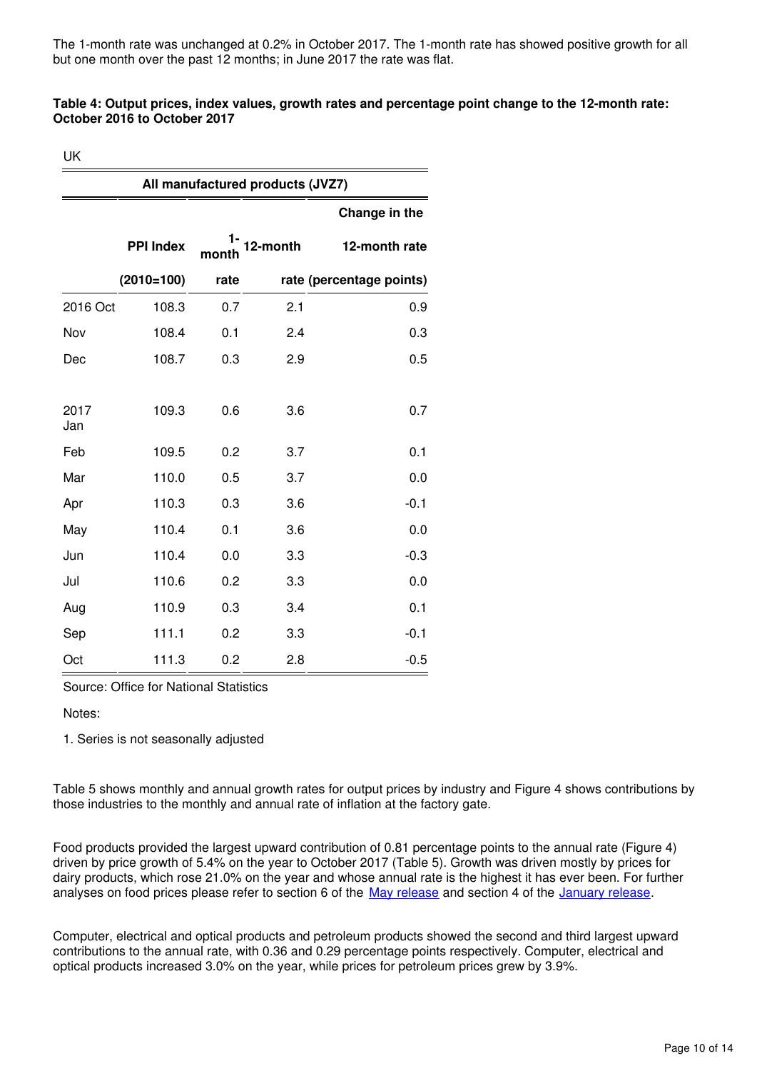The 1-month rate was unchanged at 0.2% in October 2017. The 1-month rate has showed positive growth for all but one month over the past 12 months; in June 2017 the rate was flat.

**Table 4: Output prices, index values, growth rates and percentage point change to the 12-month rate: October 2016 to October 2017**

UK

| All manufactured products (JVZ7) | | | | |
|---|---|---|---|---|
| | PPI Index (2010=100) | 1-month rate | 12-month rate | Change in the 12-month rate (percentage points) |
| 2016 Oct | 108.3 | 0.7 | 2.1 | 0.9 |
| Nov | 108.4 | 0.1 | 2.4 | 0.3 |
| Dec | 108.7 | 0.3 | 2.9 | 0.5 |
| 2017 Jan | 109.3 | 0.6 | 3.6 | 0.7 |
| Feb | 109.5 | 0.2 | 3.7 | 0.1 |
| Mar | 110.0 | 0.5 | 3.7 | 0.0 |
| Apr | 110.3 | 0.3 | 3.6 | -0.1 |
| May | 110.4 | 0.1 | 3.6 | 0.0 |
| Jun | 110.4 | 0.0 | 3.3 | -0.3 |
| Jul | 110.6 | 0.2 | 3.3 | 0.0 |
| Aug | 110.9 | 0.3 | 3.4 | 0.1 |
| Sep | 111.1 | 0.2 | 3.3 | -0.1 |
| Oct | 111.3 | 0.2 | 2.8 | -0.5 |

Source: Office for National Statistics

Notes:

1. Series is not seasonally adjusted

Table 5 shows monthly and annual growth rates for output prices by industry and Figure 4 shows contributions by those industries to the monthly and annual rate of inflation at the factory gate.

Food products provided the largest upward contribution of 0.81 percentage points to the annual rate (Figure 4) driven by price growth of 5.4% on the year to October 2017 (Table 5). Growth was driven mostly by prices for dairy products, which rose 21.0% on the year and whose annual rate is the highest it has ever been. For further analyses on food prices please refer to section 6 of the May release and section 4 of the January release.

Computer, electrical and optical products and petroleum products showed the second and third largest upward contributions to the annual rate, with 0.36 and 0.29 percentage points respectively. Computer, electrical and optical products increased 3.0% on the year, while prices for petroleum prices grew by 3.9%.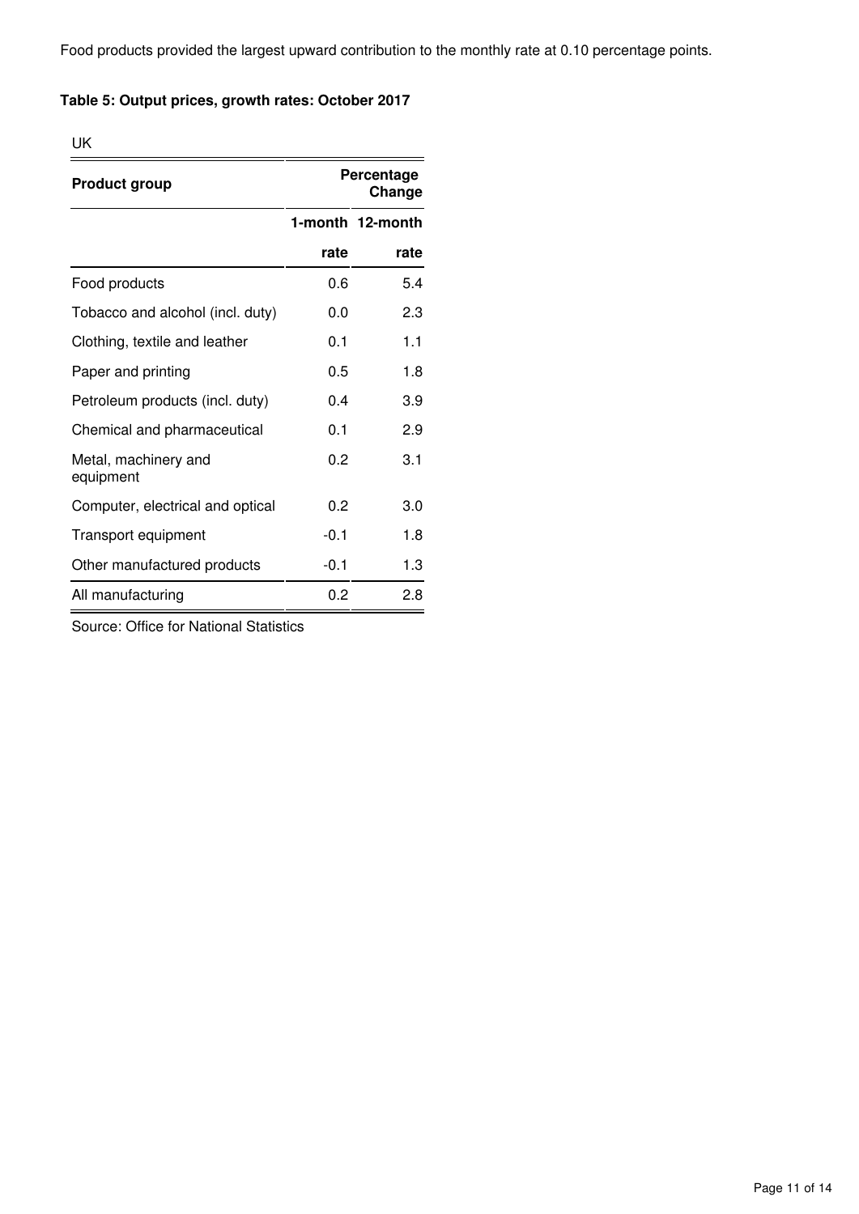Food products provided the largest upward contribution to the monthly rate at 0.10 percentage points.

**Table 5: Output prices, growth rates: October 2017**

UK

| Product group | Percentage Change | |
|---|---|---|
| | 1-month rate | 12-month rate |
| Food products | 0.6 | 5.4 |
| Tobacco and alcohol (incl. duty) | 0.0 | 2.3 |
| Clothing, textile and leather | 0.1 | 1.1 |
| Paper and printing | 0.5 | 1.8 |
| Petroleum products (incl. duty) | 0.4 | 3.9 |
| Chemical and pharmaceutical | 0.1 | 2.9 |
| Metal, machinery and equipment | 0.2 | 3.1 |
| Computer, electrical and optical | 0.2 | 3.0 |
| Transport equipment | -0.1 | 1.8 |
| Other manufactured products | -0.1 | 1.3 |
| All manufacturing | 0.2 | 2.8 |

Source: Office for National Statistics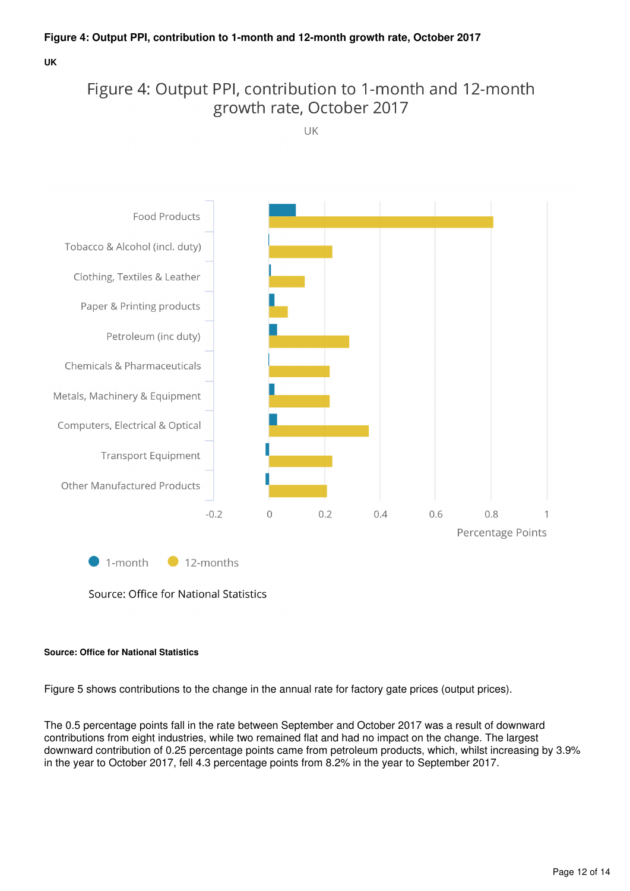**Figure 4: Output PPI, contribution to 1-month and 12-month growth rate, October 2017**

**UK**

**Source: Office for National Statistics**

Figure 5 shows contributions to the change in the annual rate for factory gate prices (output prices).

The 0.5 percentage points fall in the rate between September and October 2017 was a result of downward contributions from eight industries, while two remained flat and had no impact on the change. The largest downward contribution of 0.25 percentage points came from petroleum products, which, whilst increasing by 3.9% in the year to October 2017, fell 4.3 percentage points from 8.2% in the year to September 2017.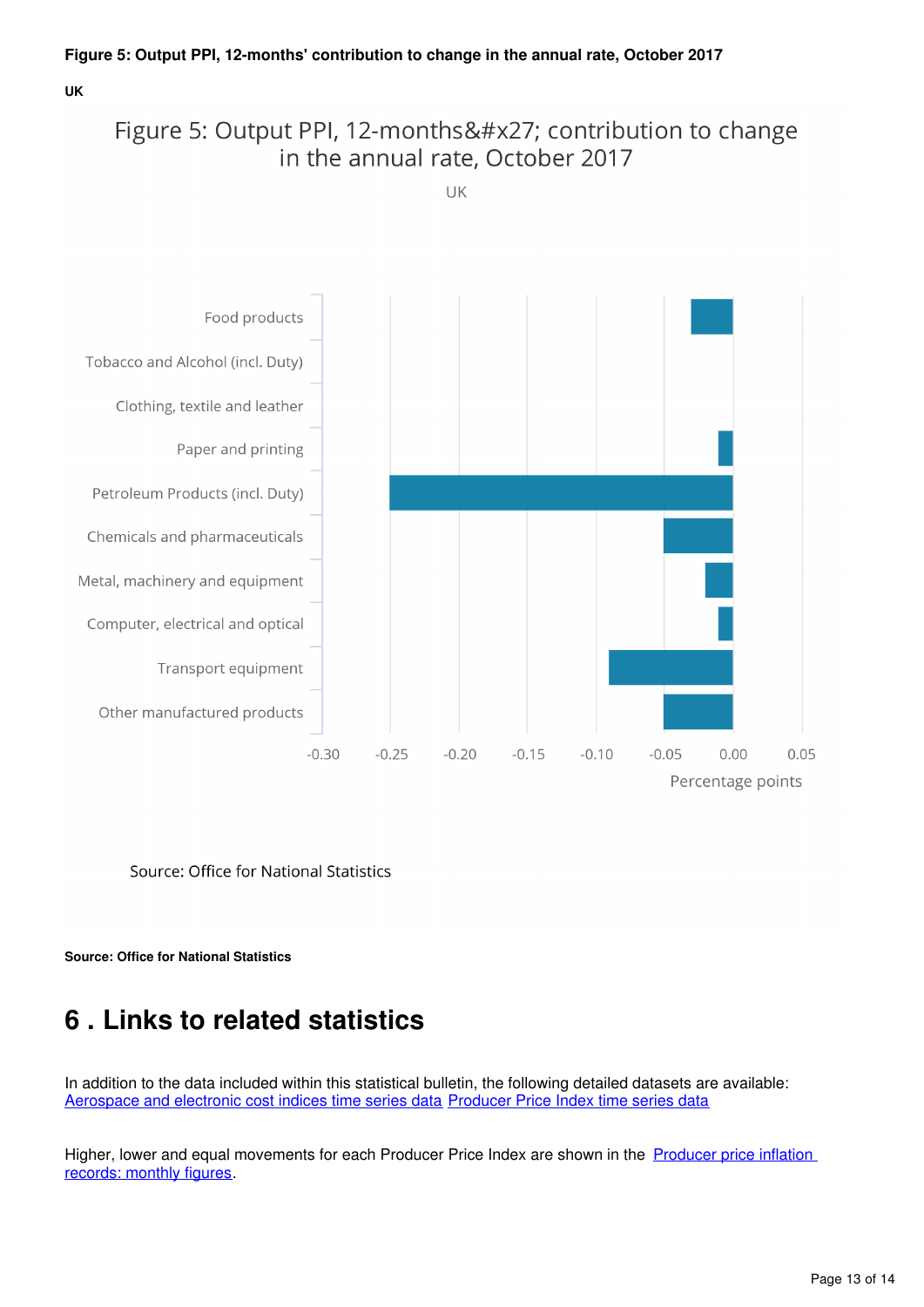**Figure 5: Output PPI, 12-months' contribution to change in the annual rate, October 2017**

**UK**

Figure 5: Output PPI, 12-months&#x27; contribution to change in the annual rate, October 2017

UK

| Category | Percentage points |
|---|---|
| Food products | -0.03 |
| Tobacco and Alcohol (incl. Duty) | 0.00 |
| Clothing, textile and leather | 0.00 |
| Paper and printing | -0.01 |
| Petroleum Products (incl. Duty) | -0.25 |
| Chemicals and pharmaceuticals | -0.05 |
| Metal, machinery and equipment | -0.02 |
| Computer, electrical and optical | -0.01 |
| Transport equipment | -0.09 |
| Other manufactured products | -0.05 |

Source: Office for National Statistics

**Source: Office for National Statistics**

# 6 . Links to related statistics

In addition to the data included within this statistical bulletin, the following detailed datasets are available: Aerospace and electronic cost indices time series data Producer Price Index time series data

Higher, lower and equal movements for each Producer Price Index are shown in the Producer price inflation records: monthly figures.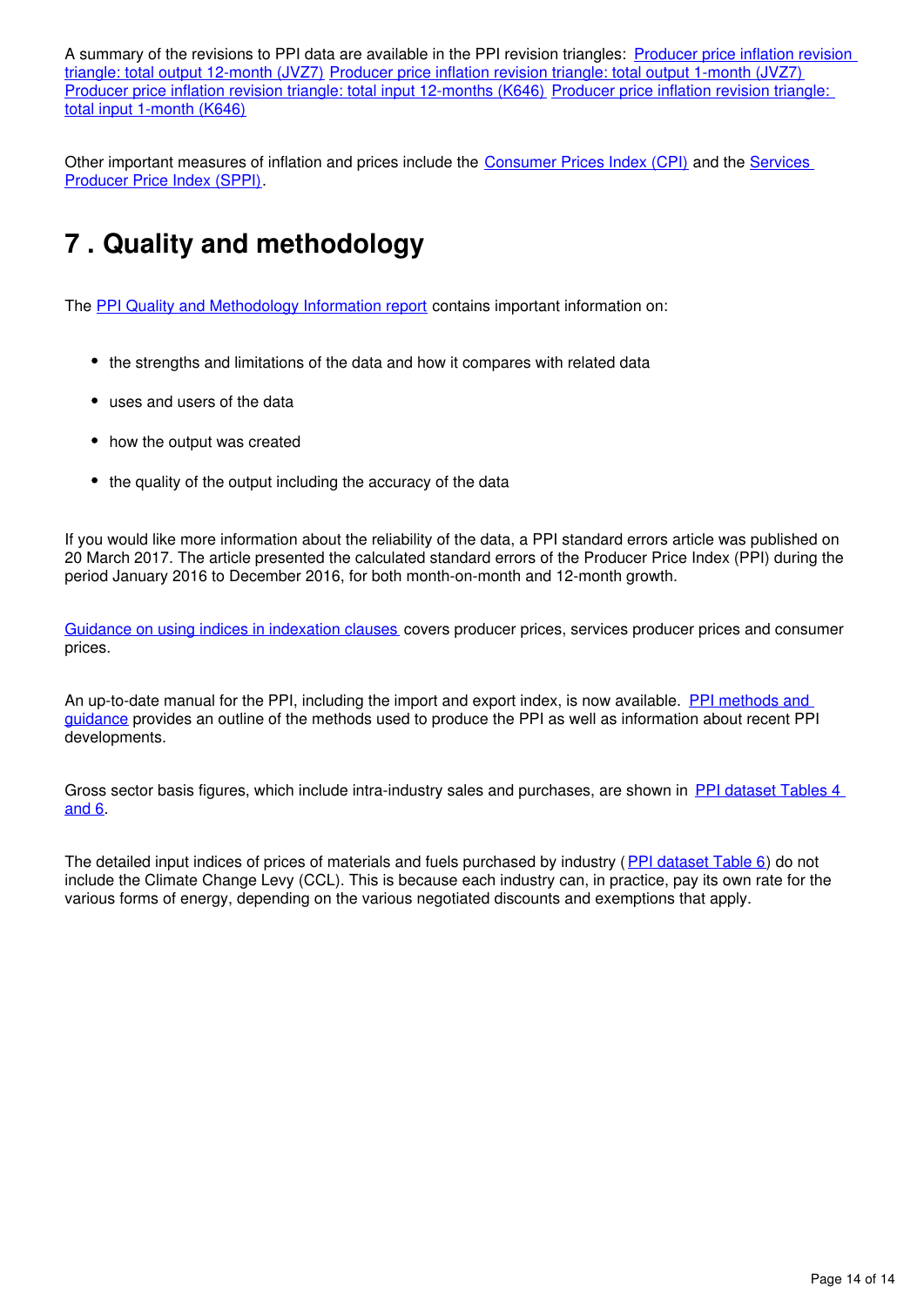A summary of the revisions to PPI data are available in the PPI revision triangles: Producer price inflation revision triangle: total output 12-month (JVZ7) Producer price inflation revision triangle: total output 1-month (JVZ7) Producer price inflation revision triangle: total input 12-months (K646) Producer price inflation revision triangle: total input 1-month (K646)

Other important measures of inflation and prices include the Consumer Prices Index (CPI) and the Services Producer Price Index (SPPI).

# 7 . Quality and methodology

The PPI Quality and Methodology Information report contains important information on:

- the strengths and limitations of the data and how it compares with related data
- uses and users of the data
- how the output was created
- the quality of the output including the accuracy of the data

If you would like more information about the reliability of the data, a PPI standard errors article was published on 20 March 2017. The article presented the calculated standard errors of the Producer Price Index (PPI) during the period January 2016 to December 2016, for both month-on-month and 12-month growth.

Guidance on using indices in indexation clauses covers producer prices, services producer prices and consumer prices.

An up-to-date manual for the PPI, including the import and export index, is now available. PPI methods and guidance provides an outline of the methods used to produce the PPI as well as information about recent PPI developments.

Gross sector basis figures, which include intra-industry sales and purchases, are shown in PPI dataset Tables 4 and 6.

The detailed input indices of prices of materials and fuels purchased by industry (PPI dataset Table 6) do not include the Climate Change Levy (CCL). This is because each industry can, in practice, pay its own rate for the various forms of energy, depending on the various negotiated discounts and exemptions that apply.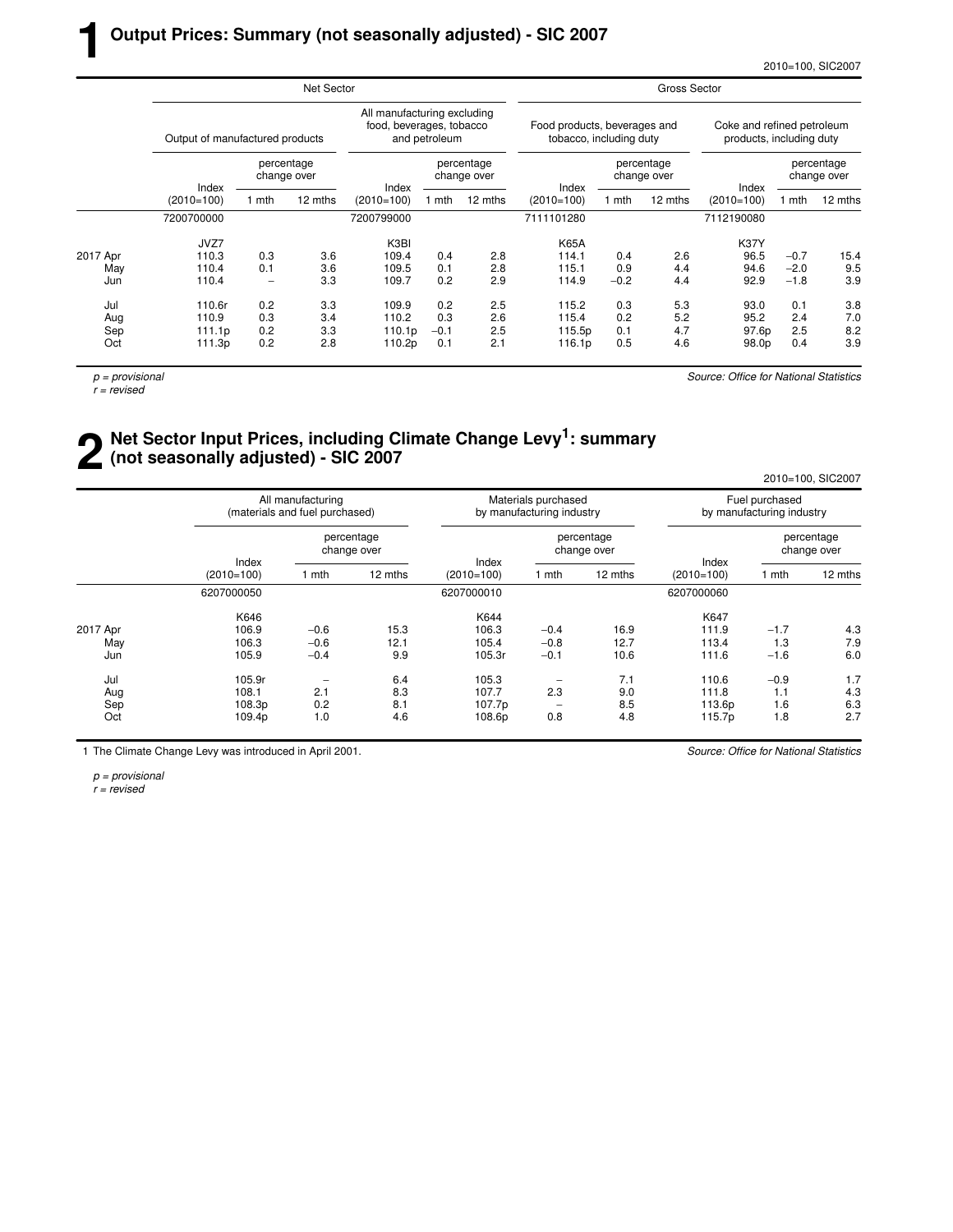# 1 Output Prices: Summary (not seasonally adjusted) - SIC 2007

2010=100, SIC2007

| | Net Sector | | | | | | Gross Sector | | | | | |
|---|---|---|---|---|---|---|---|---|---|---|---|---|
| | Output of manufactured products | | | All manufacturing excluding food, beverages, tobacco and petroleum | | | Food products, beverages and tobacco, including duty | | | Coke and refined petroleum products, including duty | | |
| | Index (2010=100) | percentage change over 1 mth | percentage change over 12 mths | Index (2010=100) | percentage change over 1 mth | percentage change over 12 mths | Index (2010=100) | percentage change over 1 mth | percentage change over 12 mths | Index (2010=100) | percentage change over 1 mth | percentage change over 12 mths |
| | 7200700000 | | | 7200799000 | | | 7111101280 | | | 7112190080 | | |
| | JVZ7 | | | K3BI | | | K65A | | | K37Y | | |
| 2017 Apr | 110.3 | 0.3 | 3.6 | 109.4 | 0.4 | 2.8 | 114.1 | 0.4 | 2.6 | 96.5 | −0.7 | 15.4 |
| May | 110.4 | 0.1 | 3.6 | 109.5 | 0.1 | 2.8 | 115.1 | 0.9 | 4.4 | 94.6 | −2.0 | 9.5 |
| Jun | 110.4 | – | 3.3 | 109.7 | 0.2 | 2.9 | 114.9 | −0.2 | 4.4 | 92.9 | −1.8 | 3.9 |
| Jul | 110.6r | 0.2 | 3.3 | 109.9 | 0.2 | 2.5 | 115.2 | 0.3 | 5.3 | 93.0 | 0.1 | 3.8 |
| Aug | 110.9 | 0.3 | 3.4 | 110.2 | 0.3 | 2.6 | 115.4 | 0.2 | 5.2 | 95.2 | 2.4 | 7.0 |
| Sep | 111.1p | 0.2 | 3.3 | 110.1p | −0.1 | 2.5 | 115.5p | 0.1 | 4.7 | 97.6p | 2.5 | 8.2 |
| Oct | 111.3p | 0.2 | 2.8 | 110.2p | 0.1 | 2.1 | 116.1p | 0.5 | 4.6 | 98.0p | 0.4 | 3.9 |

*p = provisional*
*r = revised*

*Source: Office for National Statistics*

# 2 Net Sector Input Prices, including Climate Change Levy[1]: summary (not seasonally adjusted) - SIC 2007

2010=100, SIC2007

| | All manufacturing (materials and fuel purchased) | | | Materials purchased by manufacturing industry | | | Fuel purchased by manufacturing industry | | |
|---|---|---|---|---|---|---|---|---|---|
| | Index (2010=100) | percentage change over 1 mth | percentage change over 12 mths | Index (2010=100) | percentage change over 1 mth | percentage change over 12 mths | Index (2010=100) | percentage change over 1 mth | percentage change over 12 mths |
| | 6207000050 | | | 6207000010 | | | 6207000060 | | |
| | K646 | | | K644 | | | K647 | | |
| 2017 Apr | 106.9 | −0.6 | 15.3 | 106.3 | −0.4 | 16.9 | 111.9 | −1.7 | 4.3 |
| May | 106.3 | −0.6 | 12.1 | 105.4 | −0.8 | 12.7 | 113.4 | 1.3 | 7.9 |
| Jun | 105.9 | −0.4 | 9.9 | 105.3r | −0.1 | 10.6 | 111.6 | −1.6 | 6.0 |
| Jul | 105.9r | – | 6.4 | 105.3 | – | 7.1 | 110.6 | −0.9 | 1.7 |
| Aug | 108.1 | 2.1 | 8.3 | 107.7 | 2.3 | 9.0 | 111.8 | 1.1 | 4.3 |
| Sep | 108.3p | 0.2 | 8.1 | 107.7p | – | 8.5 | 113.6p | 1.6 | 6.3 |
| Oct | 109.4p | 1.0 | 4.6 | 108.6p | 0.8 | 4.8 | 115.7p | 1.8 | 2.7 |

1 The Climate Change Levy was introduced in April 2001.

*Source: Office for National Statistics*

*p = provisional*
*r = revised*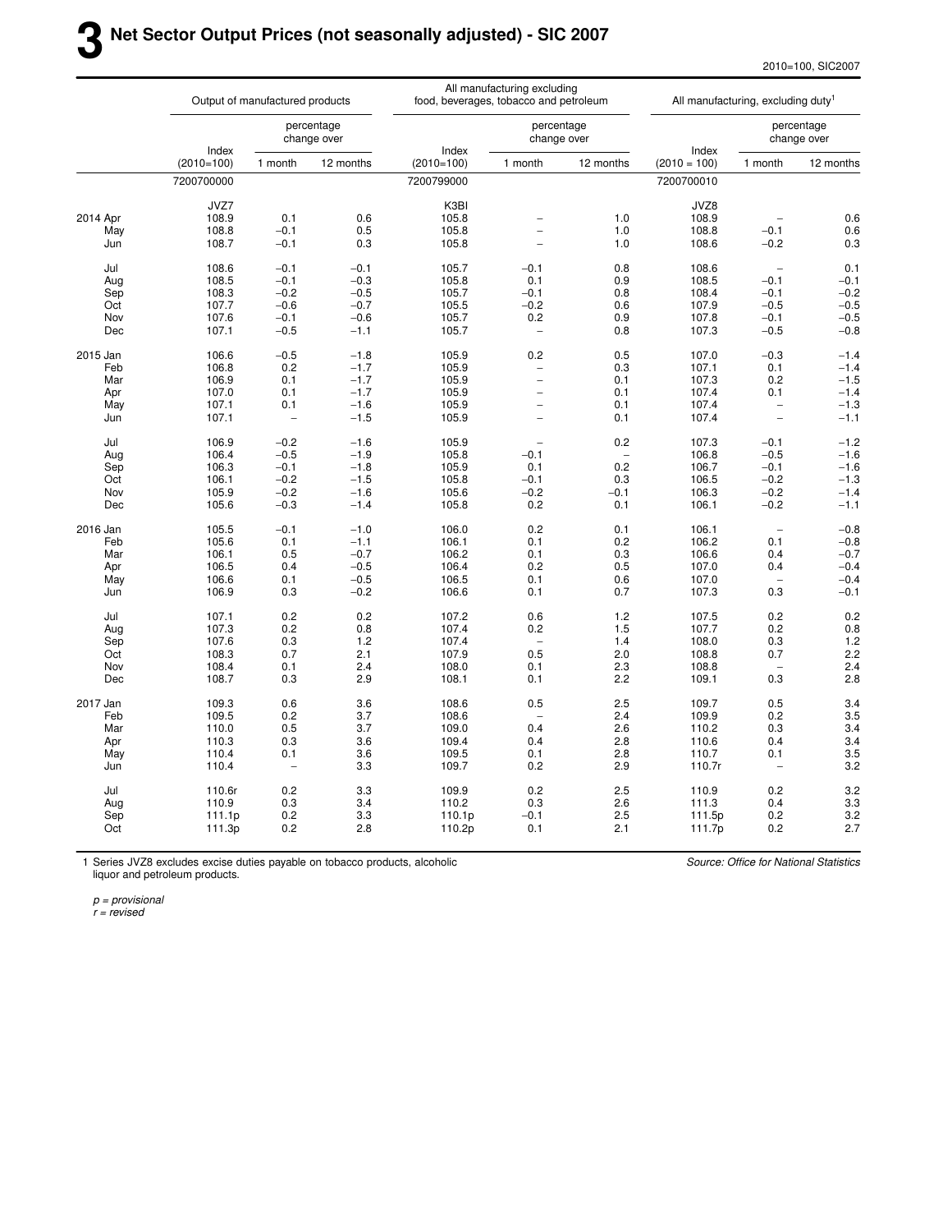# 3 Net Sector Output Prices (not seasonally adjusted) - SIC 2007

2010=100, SIC2007

| | Output of manufactured products | | | All manufacturing excluding food, beverages, tobacco and petroleum | | | All manufacturing, excluding duty[1] | | |
|---|---|---|---|---|---|---|---|---|---|
| | Index (2010=100) | percentage change over 1 month | percentage change over 12 months | Index (2010=100) | percentage change over 1 month | percentage change over 12 months | Index (2010 = 100) | percentage change over 1 month | percentage change over 12 months |
| | 7200700000 | | | 7200799000 | | | 7200700010 | | |
| | JVZ7 | | | K3BI | | | JVZ8 | | |
| 2014 Apr | 108.9 | 0.1 | 0.6 | 105.8 | – | 1.0 | 108.9 | – | 0.6 |
| May | 108.8 | –0.1 | 0.5 | 105.8 | – | 1.0 | 108.8 | –0.1 | 0.6 |
| Jun | 108.7 | –0.1 | 0.3 | 105.8 | – | 1.0 | 108.6 | –0.2 | 0.3 |
| Jul | 108.6 | –0.1 | –0.1 | 105.7 | –0.1 | 0.8 | 108.6 | – | 0.1 |
| Aug | 108.5 | –0.1 | –0.3 | 105.8 | 0.1 | 0.9 | 108.5 | –0.1 | –0.1 |
| Sep | 108.3 | –0.2 | –0.5 | 105.7 | –0.1 | 0.8 | 108.4 | –0.1 | –0.2 |
| Oct | 107.7 | –0.6 | –0.7 | 105.5 | –0.2 | 0.6 | 107.9 | –0.5 | –0.5 |
| Nov | 107.6 | –0.1 | –0.6 | 105.7 | 0.2 | 0.9 | 107.8 | –0.1 | –0.5 |
| Dec | 107.1 | –0.5 | –1.1 | 105.7 | – | 0.8 | 107.3 | –0.5 | –0.8 |
| 2015 Jan | 106.6 | –0.5 | –1.8 | 105.9 | 0.2 | 0.5 | 107.0 | –0.3 | –1.4 |
| Feb | 106.8 | 0.2 | –1.7 | 105.9 | – | 0.3 | 107.1 | 0.1 | –1.4 |
| Mar | 106.9 | 0.1 | –1.7 | 105.9 | – | 0.1 | 107.3 | 0.2 | –1.5 |
| Apr | 107.0 | 0.1 | –1.7 | 105.9 | – | 0.1 | 107.4 | 0.1 | –1.4 |
| May | 107.1 | 0.1 | –1.6 | 105.9 | – | 0.1 | 107.4 | – | –1.3 |
| Jun | 107.1 | – | –1.5 | 105.9 | – | 0.1 | 107.4 | – | –1.1 |
| Jul | 106.9 | –0.2 | –1.6 | 105.9 | – | 0.2 | 107.3 | –0.1 | –1.2 |
| Aug | 106.4 | –0.5 | –1.9 | 105.8 | –0.1 | – | 106.8 | –0.5 | –1.6 |
| Sep | 106.3 | –0.1 | –1.8 | 105.9 | 0.1 | 0.2 | 106.7 | –0.1 | –1.6 |
| Oct | 106.1 | –0.2 | –1.5 | 105.8 | –0.1 | 0.3 | 106.5 | –0.2 | –1.3 |
| Nov | 105.9 | –0.2 | –1.6 | 105.6 | –0.2 | –0.1 | 106.3 | –0.2 | –1.4 |
| Dec | 105.6 | –0.3 | –1.4 | 105.8 | 0.2 | 0.1 | 106.1 | –0.2 | –1.1 |
| 2016 Jan | 105.5 | –0.1 | –1.0 | 106.0 | 0.2 | 0.1 | 106.1 | – | –0.8 |
| Feb | 105.6 | 0.1 | –1.1 | 106.1 | 0.1 | 0.2 | 106.2 | 0.1 | –0.8 |
| Mar | 106.1 | 0.5 | –0.7 | 106.2 | 0.1 | 0.3 | 106.6 | 0.4 | –0.7 |
| Apr | 106.5 | 0.4 | –0.5 | 106.4 | 0.2 | 0.5 | 107.0 | 0.4 | –0.4 |
| May | 106.6 | 0.1 | –0.5 | 106.5 | 0.1 | 0.6 | 107.0 | – | –0.4 |
| Jun | 106.9 | 0.3 | –0.2 | 106.6 | 0.1 | 0.7 | 107.3 | 0.3 | –0.1 |
| Jul | 107.1 | 0.2 | 0.2 | 107.2 | 0.6 | 1.2 | 107.5 | 0.2 | 0.2 |
| Aug | 107.3 | 0.2 | 0.8 | 107.4 | 0.2 | 1.5 | 107.7 | 0.2 | 0.8 |
| Sep | 107.6 | 0.3 | 1.2 | 107.4 | – | 1.4 | 108.0 | 0.3 | 1.2 |
| Oct | 108.3 | 0.7 | 2.1 | 107.9 | 0.5 | 2.0 | 108.8 | 0.7 | 2.2 |
| Nov | 108.4 | 0.1 | 2.4 | 108.0 | 0.1 | 2.3 | 108.8 | – | 2.4 |
| Dec | 108.7 | 0.3 | 2.9 | 108.1 | 0.1 | 2.2 | 109.1 | 0.3 | 2.8 |
| 2017 Jan | 109.3 | 0.6 | 3.6 | 108.6 | 0.5 | 2.5 | 109.7 | 0.5 | 3.4 |
| Feb | 109.5 | 0.2 | 3.7 | 108.6 | – | 2.4 | 109.9 | 0.2 | 3.5 |
| Mar | 110.0 | 0.5 | 3.7 | 109.0 | 0.4 | 2.6 | 110.2 | 0.3 | 3.4 |
| Apr | 110.3 | 0.3 | 3.6 | 109.4 | 0.4 | 2.8 | 110.6 | 0.4 | 3.4 |
| May | 110.4 | 0.1 | 3.6 | 109.5 | 0.1 | 2.8 | 110.7 | 0.1 | 3.5 |
| Jun | 110.4 | – | 3.3 | 109.7 | 0.2 | 2.9 | 110.7r | – | 3.2 |
| Jul | 110.6r | 0.2 | 3.3 | 109.9 | 0.2 | 2.5 | 110.9 | 0.2 | 3.2 |
| Aug | 110.9 | 0.3 | 3.4 | 110.2 | 0.3 | 2.6 | 111.3 | 0.4 | 3.3 |
| Sep | 111.1p | 0.2 | 3.3 | 110.1p | –0.1 | 2.5 | 111.5p | 0.2 | 3.2 |
| Oct | 111.3p | 0.2 | 2.8 | 110.2p | 0.1 | 2.1 | 111.7p | 0.2 | 2.7 |

1 Series JVZ8 excludes excise duties payable on tobacco products, alcoholic liquor and petroleum products.

*Source: Office for National Statistics*

*p = provisional*
*r = revised*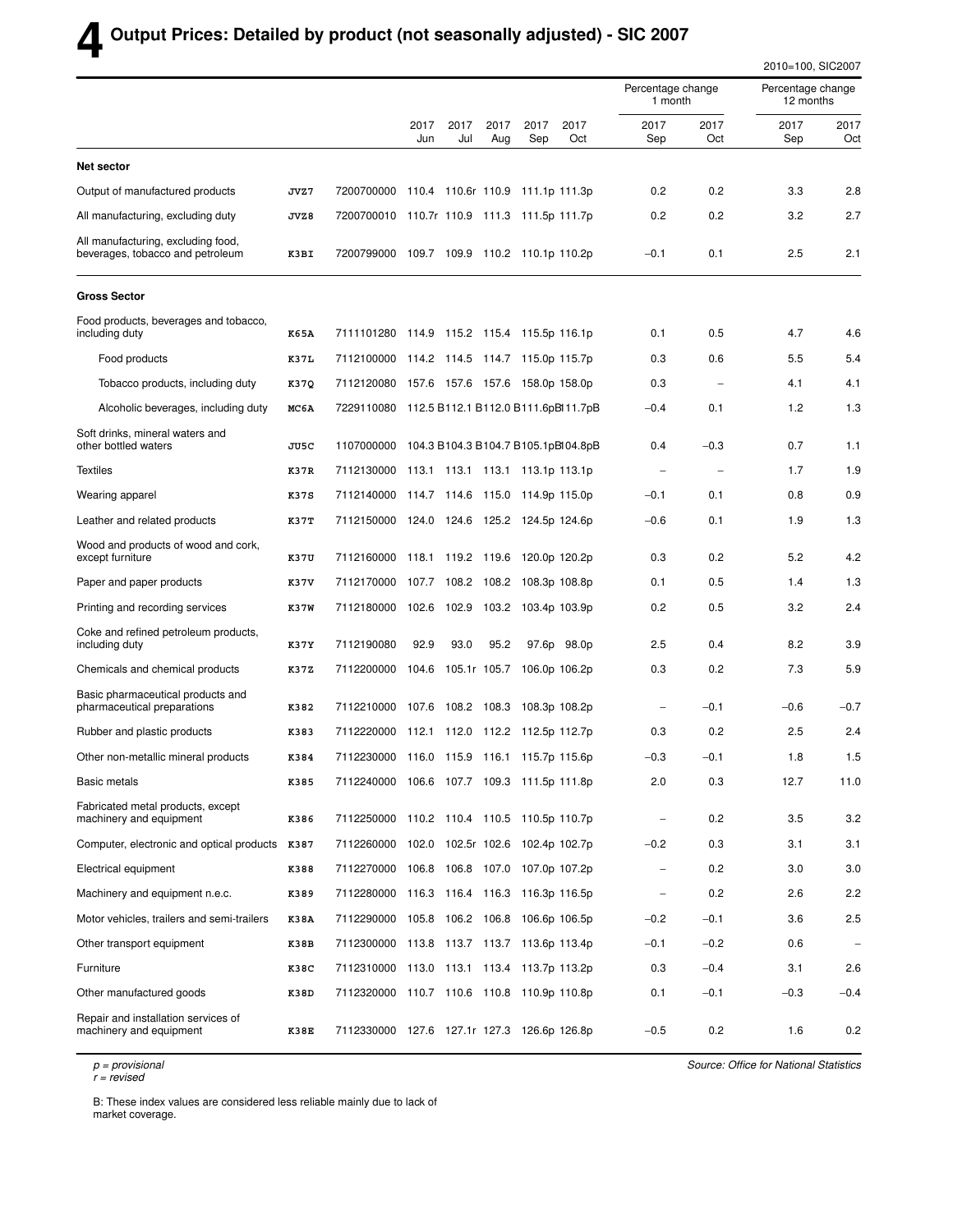# 4 Output Prices: Detailed by product (not seasonally adjusted) - SIC 2007

2010=100, SIC2007

| | | | 2017 Jun | 2017 Jul | 2017 Aug | 2017 Sep | 2017 Oct | Percentage change 1 month 2017 Sep | Percentage change 1 month 2017 Oct | Percentage change 12 months 2017 Sep | Percentage change 12 months 2017 Oct |
|---|---|---|---|---|---|---|---|---|---|---|---|
| **Net sector** | | | | | | | | | | | |
| Output of manufactured products | JVZ7 | 7200700000 | 110.4 | 110.6r | 110.9 | 111.1p | 111.3p | 0.2 | 0.2 | 3.3 | 2.8 |
| All manufacturing, excluding duty | JVZ8 | 7200700010 | 110.7r | 110.9 | 111.3 | 111.5p | 111.7p | 0.2 | 0.2 | 3.2 | 2.7 |
| All manufacturing, excluding food, beverages, tobacco and petroleum | K3BI | 7200799000 | 109.7 | 109.9 | 110.2 | 110.1p | 110.2p | −0.1 | 0.1 | 2.5 | 2.1 |
| **Gross Sector** | | | | | | | | | | | |
| Food products, beverages and tobacco, including duty | K65A | 7111101280 | 114.9 | 115.2 | 115.4 | 115.5p | 116.1p | 0.1 | 0.5 | 4.7 | 4.6 |
| Food products | K37L | 7112100000 | 114.2 | 114.5 | 114.7 | 115.0p | 115.7p | 0.3 | 0.6 | 5.5 | 5.4 |
| Tobacco products, including duty | K37Q | 7112120080 | 157.6 | 157.6 | 157.6 | 158.0p | 158.0p | 0.3 | – | 4.1 | 4.1 |
| Alcoholic beverages, including duty | MC6A | 7229110080 | 112.5 B | 112.1 B | 112.0 B | 111.6pB | 111.7pB | −0.4 | 0.1 | 1.2 | 1.3 |
| Soft drinks, mineral waters and other bottled waters | JU5C | 1107000000 | 104.3 B | 104.3 B | 104.7 B | 105.1pB | 104.8pB | 0.4 | −0.3 | 0.7 | 1.1 |
| Textiles | K37R | 7112130000 | 113.1 | 113.1 | 113.1 | 113.1p | 113.1p | – | – | 1.7 | 1.9 |
| Wearing apparel | K37S | 7112140000 | 114.7 | 114.6 | 115.0 | 114.9p | 115.0p | −0.1 | 0.1 | 0.8 | 0.9 |
| Leather and related products | K37T | 7112150000 | 124.0 | 124.6 | 125.2 | 124.5p | 124.6p | −0.6 | 0.1 | 1.9 | 1.3 |
| Wood and products of wood and cork, except furniture | K37U | 7112160000 | 118.1 | 119.2 | 119.6 | 120.0p | 120.2p | 0.3 | 0.2 | 5.2 | 4.2 |
| Paper and paper products | K37V | 7112170000 | 107.7 | 108.2 | 108.2 | 108.3p | 108.8p | 0.1 | 0.5 | 1.4 | 1.3 |
| Printing and recording services | K37W | 7112180000 | 102.6 | 102.9 | 103.2 | 103.4p | 103.9p | 0.2 | 0.5 | 3.2 | 2.4 |
| Coke and refined petroleum products, including duty | K37Y | 7112190080 | 92.9 | 93.0 | 95.2 | 97.6p | 98.0p | 2.5 | 0.4 | 8.2 | 3.9 |
| Chemicals and chemical products | K37Z | 7112200000 | 104.6 | 105.1r | 105.7 | 106.0p | 106.2p | 0.3 | 0.2 | 7.3 | 5.9 |
| Basic pharmaceutical products and pharmaceutical preparations | K382 | 7112210000 | 107.6 | 108.2 | 108.3 | 108.3p | 108.2p | – | −0.1 | −0.6 | −0.7 |
| Rubber and plastic products | K383 | 7112220000 | 112.1 | 112.0 | 112.2 | 112.5p | 112.7p | 0.3 | 0.2 | 2.5 | 2.4 |
| Other non-metallic mineral products | K384 | 7112230000 | 116.0 | 115.9 | 116.1 | 115.7p | 115.6p | −0.3 | −0.1 | 1.8 | 1.5 |
| Basic metals | K385 | 7112240000 | 106.6 | 107.7 | 109.3 | 111.5p | 111.8p | 2.0 | 0.3 | 12.7 | 11.0 |
| Fabricated metal products, except machinery and equipment | K386 | 7112250000 | 110.2 | 110.4 | 110.5 | 110.5p | 110.7p | – | 0.2 | 3.5 | 3.2 |
| Computer, electronic and optical products | K387 | 7112260000 | 102.0 | 102.5r | 102.6 | 102.4p | 102.7p | −0.2 | 0.3 | 3.1 | 3.1 |
| Electrical equipment | K388 | 7112270000 | 106.8 | 106.8 | 107.0 | 107.0p | 107.2p | – | 0.2 | 3.0 | 3.0 |
| Machinery and equipment n.e.c. | K389 | 7112280000 | 116.3 | 116.4 | 116.3 | 116.3p | 116.5p | – | 0.2 | 2.6 | 2.2 |
| Motor vehicles, trailers and semi-trailers | K38A | 7112290000 | 105.8 | 106.2 | 106.8 | 106.6p | 106.5p | −0.2 | −0.1 | 3.6 | 2.5 |
| Other transport equipment | K38B | 7112300000 | 113.8 | 113.7 | 113.7 | 113.6p | 113.4p | −0.1 | −0.2 | 0.6 | – |
| Furniture | K38C | 7112310000 | 113.0 | 113.1 | 113.4 | 113.7p | 113.2p | 0.3 | −0.4 | 3.1 | 2.6 |
| Other manufactured goods | K38D | 7112320000 | 110.7 | 110.6 | 110.8 | 110.9p | 110.8p | 0.1 | −0.1 | −0.3 | −0.4 |
| Repair and installation services of machinery and equipment | K38E | 7112330000 | 127.6 | 127.1r | 127.3 | 126.6p | 126.8p | −0.5 | 0.2 | 1.6 | 0.2 |

*p = provisional*
*r = revised*

*Source: Office for National Statistics*

B: These index values are considered less reliable mainly due to lack of market coverage.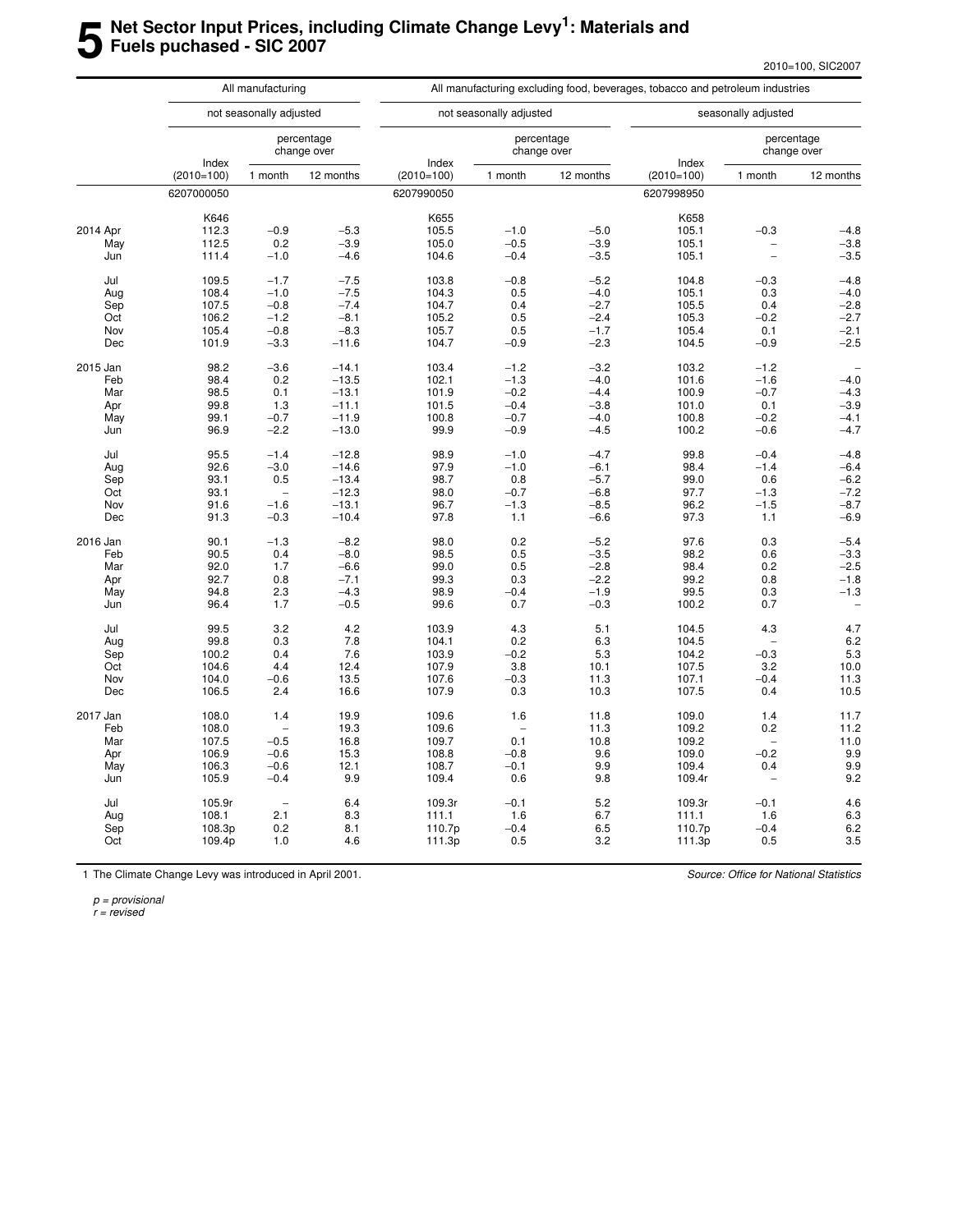# 5 Net Sector Input Prices, including Climate Change Levy[1]: Materials and Fuels puchased - SIC 2007

2010=100, SIC2007

| | All manufacturing | | | All manufacturing excluding food, beverages, tobacco and petroleum industries | | | | | |
|---|---|---|---|---|---|---|---|---|---|
| | not seasonally adjusted | | | not seasonally adjusted | | | seasonally adjusted | | |
| | Index (2010=100) | percentage change over 1 month | percentage change over 12 months | Index (2010=100) | percentage change over 1 month | percentage change over 12 months | Index (2010=100) | percentage change over 1 month | percentage change over 12 months |
| | 6207000050 | | | 6207990050 | | | 6207998950 | | |
| | K646 | | | K655 | | | K658 | | |
| 2014 Apr | 112.3 | −0.9 | −5.3 | 105.5 | −1.0 | −5.0 | 105.1 | −0.3 | −4.8 |
| May | 112.5 | 0.2 | −3.9 | 105.0 | −0.5 | −3.9 | 105.1 | – | −3.8 |
| Jun | 111.4 | −1.0 | −4.6 | 104.6 | −0.4 | −3.5 | 105.1 | – | −3.5 |
| Jul | 109.5 | −1.7 | −7.5 | 103.8 | −0.8 | −5.2 | 104.8 | −0.3 | −4.8 |
| Aug | 108.4 | −1.0 | −7.5 | 104.3 | 0.5 | −4.0 | 105.1 | 0.3 | −4.0 |
| Sep | 107.5 | −0.8 | −7.4 | 104.7 | 0.4 | −2.7 | 105.5 | 0.4 | −2.8 |
| Oct | 106.2 | −1.2 | −8.1 | 105.2 | 0.5 | −2.4 | 105.3 | −0.2 | −2.7 |
| Nov | 105.4 | −0.8 | −8.3 | 105.7 | 0.5 | −1.7 | 105.4 | 0.1 | −2.1 |
| Dec | 101.9 | −3.3 | −11.6 | 104.7 | −0.9 | −2.3 | 104.5 | −0.9 | −2.5 |
| 2015 Jan | 98.2 | −3.6 | −14.1 | 103.4 | −1.2 | −3.2 | 103.2 | −1.2 | – |
| Feb | 98.4 | 0.2 | −13.5 | 102.1 | −1.3 | −4.0 | 101.6 | −1.6 | −4.0 |
| Mar | 98.5 | 0.1 | −13.1 | 101.9 | −0.2 | −4.4 | 100.9 | −0.7 | −4.3 |
| Apr | 99.8 | 1.3 | −11.1 | 101.5 | −0.4 | −3.8 | 101.0 | 0.1 | −3.9 |
| May | 99.1 | −0.7 | −11.9 | 100.8 | −0.7 | −4.0 | 100.8 | −0.2 | −4.1 |
| Jun | 96.9 | −2.2 | −13.0 | 99.9 | −0.9 | −4.5 | 100.2 | −0.6 | −4.7 |
| Jul | 95.5 | −1.4 | −12.8 | 98.9 | −1.0 | −4.7 | 99.8 | −0.4 | −4.8 |
| Aug | 92.6 | −3.0 | −14.6 | 97.9 | −1.0 | −6.1 | 98.4 | −1.4 | −6.4 |
| Sep | 93.1 | 0.5 | −13.4 | 98.7 | 0.8 | −5.7 | 99.0 | 0.6 | −6.2 |
| Oct | 93.1 | – | −12.3 | 98.0 | −0.7 | −6.8 | 97.7 | −1.3 | −7.2 |
| Nov | 91.6 | −1.6 | −13.1 | 96.7 | −1.3 | −8.5 | 96.2 | −1.5 | −8.7 |
| Dec | 91.3 | −0.3 | −10.4 | 97.8 | 1.1 | −6.6 | 97.3 | 1.1 | −6.9 |
| 2016 Jan | 90.1 | −1.3 | −8.2 | 98.0 | 0.2 | −5.2 | 97.6 | 0.3 | −5.4 |
| Feb | 90.5 | 0.4 | −8.0 | 98.5 | 0.5 | −3.5 | 98.2 | 0.6 | −3.3 |
| Mar | 92.0 | 1.7 | −6.6 | 99.0 | 0.5 | −2.8 | 98.4 | 0.2 | −2.5 |
| Apr | 92.7 | 0.8 | −7.1 | 99.3 | 0.3 | −2.2 | 99.2 | 0.8 | −1.8 |
| May | 94.8 | 2.3 | −4.3 | 98.9 | −0.4 | −1.9 | 99.5 | 0.3 | −1.3 |
| Jun | 96.4 | 1.7 | −0.5 | 99.6 | 0.7 | −0.3 | 100.2 | 0.7 | – |
| Jul | 99.5 | 3.2 | 4.2 | 103.9 | 4.3 | 5.1 | 104.5 | 4.3 | 4.7 |
| Aug | 99.8 | 0.3 | 7.8 | 104.1 | 0.2 | 6.3 | 104.5 | – | 6.2 |
| Sep | 100.2 | 0.4 | 7.6 | 103.9 | −0.2 | 5.3 | 104.2 | −0.3 | 5.3 |
| Oct | 104.6 | 4.4 | 12.4 | 107.9 | 3.8 | 10.1 | 107.5 | 3.2 | 10.0 |
| Nov | 104.0 | −0.6 | 13.5 | 107.6 | −0.3 | 11.3 | 107.1 | −0.4 | 11.3 |
| Dec | 106.5 | 2.4 | 16.6 | 107.9 | 0.3 | 10.3 | 107.5 | 0.4 | 10.5 |
| 2017 Jan | 108.0 | 1.4 | 19.9 | 109.6 | 1.6 | 11.8 | 109.0 | 1.4 | 11.7 |
| Feb | 108.0 | – | 19.3 | 109.6 | – | 11.3 | 109.2 | 0.2 | 11.2 |
| Mar | 107.5 | −0.5 | 16.8 | 109.7 | 0.1 | 10.8 | 109.2 | – | 11.0 |
| Apr | 106.9 | −0.6 | 15.3 | 108.8 | −0.8 | 9.6 | 109.0 | −0.2 | 9.9 |
| May | 106.3 | −0.6 | 12.1 | 108.7 | −0.1 | 9.9 | 109.4 | 0.4 | 9.9 |
| Jun | 105.9 | −0.4 | 9.9 | 109.4 | 0.6 | 9.8 | 109.4r | – | 9.2 |
| Jul | 105.9r | – | 6.4 | 109.3r | −0.1 | 5.2 | 109.3r | −0.1 | 4.6 |
| Aug | 108.1 | 2.1 | 8.3 | 111.1 | 1.6 | 6.7 | 111.1 | 1.6 | 6.3 |
| Sep | 108.3p | 0.2 | 8.1 | 110.7p | −0.4 | 6.5 | 110.7p | −0.4 | 6.2 |
| Oct | 109.4p | 1.0 | 4.6 | 111.3p | 0.5 | 3.2 | 111.3p | 0.5 | 3.5 |

1 The Climate Change Levy was introduced in April 2001.

*Source: Office for National Statistics*

*p = provisional*
*r = revised*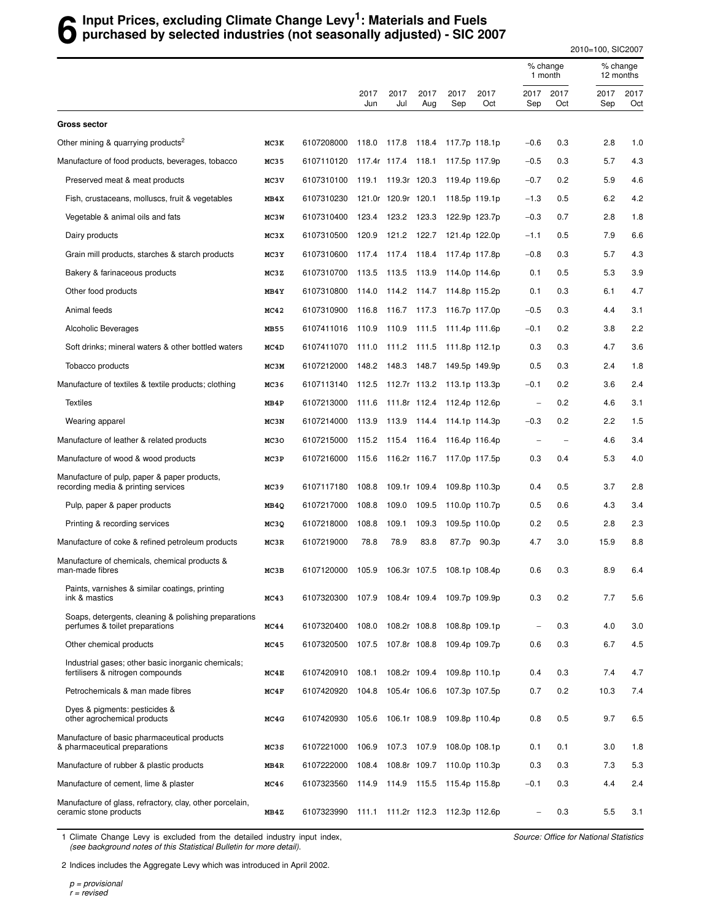# 6 Input Prices, excluding Climate Change Levy[1]: Materials and Fuels purchased by selected industries (not seasonally adjusted) - SIC 2007

2010=100, SIC2007

| | | | 2017 Jun | 2017 Jul | 2017 Aug | 2017 Sep | 2017 Oct | % change 1 month 2017 Sep | % change 1 month 2017 Oct | % change 12 months 2017 Sep | % change 12 months 2017 Oct |
|---|---|---|---|---|---|---|---|---|---|---|---|
| **Gross sector** | | | | | | | | | | | |
| Other mining & quarrying products[2] | MC3K | 6107208000 | 118.0 | 117.8 | 118.4 | 117.7p | 118.1p | −0.6 | 0.3 | 2.8 | 1.0 |
| Manufacture of food products, beverages, tobacco | MC35 | 6107110120 | 117.4r | 117.4 | 118.1 | 117.5p | 117.9p | −0.5 | 0.3 | 5.7 | 4.3 |
| Preserved meat & meat products | MC3V | 6107310100 | 119.1 | 119.3r | 120.3 | 119.4p | 119.6p | −0.7 | 0.2 | 5.9 | 4.6 |
| Fish, crustaceans, molluscs, fruit & vegetables | MB4X | 6107310230 | 121.0r | 120.9r | 120.1 | 118.5p | 119.1p | −1.3 | 0.5 | 6.2 | 4.2 |
| Vegetable & animal oils and fats | MC3W | 6107310400 | 123.4 | 123.2 | 123.3 | 122.9p | 123.7p | −0.3 | 0.7 | 2.8 | 1.8 |
| Dairy products | MC3X | 6107310500 | 120.9 | 121.2 | 122.7 | 121.4p | 122.0p | −1.1 | 0.5 | 7.9 | 6.6 |
| Grain mill products, starches & starch products | MC3Y | 6107310600 | 117.4 | 117.4 | 118.4 | 117.4p | 117.8p | −0.8 | 0.3 | 5.7 | 4.3 |
| Bakery & farinaceous products | MC3Z | 6107310700 | 113.5 | 113.5 | 113.9 | 114.0p | 114.6p | 0.1 | 0.5 | 5.3 | 3.9 |
| Other food products | MB4Y | 6107310800 | 114.0 | 114.2 | 114.7 | 114.8p | 115.2p | 0.1 | 0.3 | 6.1 | 4.7 |
| Animal feeds | MC42 | 6107310900 | 116.8 | 116.7 | 117.3 | 116.7p | 117.0p | −0.5 | 0.3 | 4.4 | 3.1 |
| Alcoholic Beverages | MB55 | 6107411016 | 110.9 | 110.9 | 111.5 | 111.4p | 111.6p | −0.1 | 0.2 | 3.8 | 2.2 |
| Soft drinks; mineral waters & other bottled waters | MC4D | 6107411070 | 111.0 | 111.2 | 111.5 | 111.8p | 112.1p | 0.3 | 0.3 | 4.7 | 3.6 |
| Tobacco products | MC3M | 6107212000 | 148.2 | 148.3 | 148.7 | 149.5p | 149.9p | 0.5 | 0.3 | 2.4 | 1.8 |
| Manufacture of textiles & textile products; clothing | MC36 | 6107113140 | 112.5 | 112.7r | 113.2 | 113.1p | 113.3p | −0.1 | 0.2 | 3.6 | 2.4 |
| Textiles | MB4P | 6107213000 | 111.6 | 111.8r | 112.4 | 112.4p | 112.6p | – | 0.2 | 4.6 | 3.1 |
| Wearing apparel | MC3N | 6107214000 | 113.9 | 113.9 | 114.4 | 114.1p | 114.3p | −0.3 | 0.2 | 2.2 | 1.5 |
| Manufacture of leather & related products | MC3O | 6107215000 | 115.2 | 115.4 | 116.4 | 116.4p | 116.4p | – | – | 4.6 | 3.4 |
| Manufacture of wood & wood products | MC3P | 6107216000 | 115.6 | 116.2r | 116.7 | 117.0p | 117.5p | 0.3 | 0.4 | 5.3 | 4.0 |
| Manufacture of pulp, paper & paper products, recording media & printing services | MC39 | 6107117180 | 108.8 | 109.1r | 109.4 | 109.8p | 110.3p | 0.4 | 0.5 | 3.7 | 2.8 |
| Pulp, paper & paper products | MB4Q | 6107217000 | 108.8 | 109.0 | 109.5 | 110.0p | 110.7p | 0.5 | 0.6 | 4.3 | 3.4 |
| Printing & recording services | MC3Q | 6107218000 | 108.8 | 109.1 | 109.3 | 109.5p | 110.0p | 0.2 | 0.5 | 2.8 | 2.3 |
| Manufacture of coke & refined petroleum products | MC3R | 6107219000 | 78.8 | 78.9 | 83.8 | 87.7p | 90.3p | 4.7 | 3.0 | 15.9 | 8.8 |
| Manufacture of chemicals, chemical products & man-made fibres | MC3B | 6107120000 | 105.9 | 106.3r | 107.5 | 108.1p | 108.4p | 0.6 | 0.3 | 8.9 | 6.4 |
| Paints, varnishes & similar coatings, printing ink & mastics | MC43 | 6107320300 | 107.9 | 108.4r | 109.4 | 109.7p | 109.9p | 0.3 | 0.2 | 7.7 | 5.6 |
| Soaps, detergents, cleaning & polishing preparations perfumes & toilet preparations | MC44 | 6107320400 | 108.0 | 108.2r | 108.8 | 108.8p | 109.1p | – | 0.3 | 4.0 | 3.0 |
| Other chemical products | MC45 | 6107320500 | 107.5 | 107.8r | 108.8 | 109.4p | 109.7p | 0.6 | 0.3 | 6.7 | 4.5 |
| Industrial gases; other basic inorganic chemicals; fertilisers & nitrogen compounds | MC4E | 6107420910 | 108.1 | 108.2r | 109.4 | 109.8p | 110.1p | 0.4 | 0.3 | 7.4 | 4.7 |
| Petrochemicals & man made fibres | MC4F | 6107420920 | 104.8 | 105.4r | 106.6 | 107.3p | 107.5p | 0.7 | 0.2 | 10.3 | 7.4 |
| Dyes & pigments: pesticides & other agrochemical products | MC4G | 6107420930 | 105.6 | 106.1r | 108.9 | 109.8p | 110.4p | 0.8 | 0.5 | 9.7 | 6.5 |
| Manufacture of basic pharmaceutical products & pharmaceutical preparations | MC3S | 6107221000 | 106.9 | 107.3 | 107.9 | 108.0p | 108.1p | 0.1 | 0.1 | 3.0 | 1.8 |
| Manufacture of rubber & plastic products | MB4R | 6107222000 | 108.4 | 108.8r | 109.7 | 110.0p | 110.3p | 0.3 | 0.3 | 7.3 | 5.3 |
| Manufacture of cement, lime & plaster | MC46 | 6107323560 | 114.9 | 114.9 | 115.5 | 115.4p | 115.8p | −0.1 | 0.3 | 4.4 | 2.4 |
| Manufacture of glass, refractory, clay, other porcelain, ceramic stone products | MB4Z | 6107323990 | 111.1 | 111.2r | 112.3 | 112.3p | 112.6p | – | 0.3 | 5.5 | 3.1 |

1 Climate Change Levy is excluded from the detailed industry input index, *(see background notes of this Statistical Bulletin for more detail).*

*Source: Office for National Statistics*

2 Indices includes the Aggregate Levy which was introduced in April 2002.

*p = provisional*
*r = revised*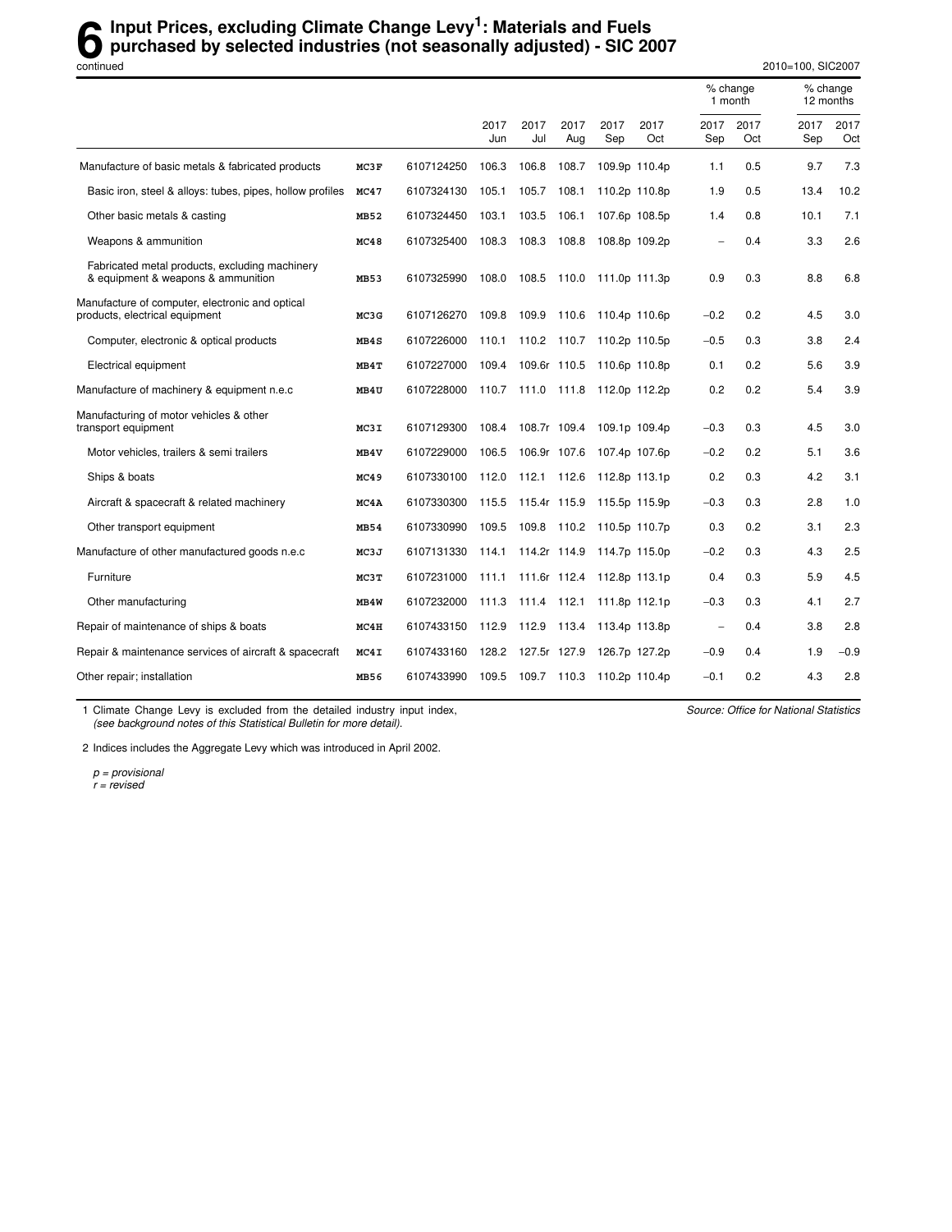# 6 Input Prices, excluding Climate Change Levy[1]: Materials and Fuels purchased by selected industries (not seasonally adjusted) - SIC 2007

continued

2010=100, SIC2007

| | | | 2017 Jun | 2017 Jul | 2017 Aug | 2017 Sep | 2017 Oct | % change 1 month 2017 Sep | % change 1 month 2017 Oct | % change 12 months 2017 Sep | % change 12 months 2017 Oct |
|---|---|---|---|---|---|---|---|---|---|---|---|
| Manufacture of basic metals & fabricated products | MC3F | 6107124250 | 106.3 | 106.8 | 108.7 | 109.9p | 110.4p | 1.1 | 0.5 | 9.7 | 7.3 |
| Basic iron, steel & alloys: tubes, pipes, hollow profiles | MC47 | 6107324130 | 105.1 | 105.7 | 108.1 | 110.2p | 110.8p | 1.9 | 0.5 | 13.4 | 10.2 |
| Other basic metals & casting | MB52 | 6107324450 | 103.1 | 103.5 | 106.1 | 107.6p | 108.5p | 1.4 | 0.8 | 10.1 | 7.1 |
| Weapons & ammunition | MC48 | 6107325400 | 108.3 | 108.3 | 108.8 | 108.8p | 109.2p | – | 0.4 | 3.3 | 2.6 |
| Fabricated metal products, excluding machinery & equipment & weapons & ammunition | MB53 | 6107325990 | 108.0 | 108.5 | 110.0 | 111.0p | 111.3p | 0.9 | 0.3 | 8.8 | 6.8 |
| Manufacture of computer, electronic and optical products, electrical equipment | MC3G | 6107126270 | 109.8 | 109.9 | 110.6 | 110.4p | 110.6p | –0.2 | 0.2 | 4.5 | 3.0 |
| Computer, electronic & optical products | MB4S | 6107226000 | 110.1 | 110.2 | 110.7 | 110.2p | 110.5p | –0.5 | 0.3 | 3.8 | 2.4 |
| Electrical equipment | MB4T | 6107227000 | 109.4 | 109.6r | 110.5 | 110.6p | 110.8p | 0.1 | 0.2 | 5.6 | 3.9 |
| Manufacture of machinery & equipment n.e.c | MB4U | 6107228000 | 110.7 | 111.0 | 111.8 | 112.0p | 112.2p | 0.2 | 0.2 | 5.4 | 3.9 |
| Manufacturing of motor vehicles & other transport equipment | MC3I | 6107129300 | 108.4 | 108.7r | 109.4 | 109.1p | 109.4p | –0.3 | 0.3 | 4.5 | 3.0 |
| Motor vehicles, trailers & semi trailers | MB4V | 6107229000 | 106.5 | 106.9r | 107.6 | 107.4p | 107.6p | –0.2 | 0.2 | 5.1 | 3.6 |
| Ships & boats | MC49 | 6107330100 | 112.0 | 112.1 | 112.6 | 112.8p | 113.1p | 0.2 | 0.3 | 4.2 | 3.1 |
| Aircraft & spacecraft & related machinery | MC4A | 6107330300 | 115.5 | 115.4r | 115.9 | 115.5p | 115.9p | –0.3 | 0.3 | 2.8 | 1.0 |
| Other transport equipment | MB54 | 6107330990 | 109.5 | 109.8 | 110.2 | 110.5p | 110.7p | 0.3 | 0.2 | 3.1 | 2.3 |
| Manufacture of other manufactured goods n.e.c | MC3J | 6107131330 | 114.1 | 114.2r | 114.9 | 114.7p | 115.0p | –0.2 | 0.3 | 4.3 | 2.5 |
| Furniture | MC3T | 6107231000 | 111.1 | 111.6r | 112.4 | 112.8p | 113.1p | 0.4 | 0.3 | 5.9 | 4.5 |
| Other manufacturing | MB4W | 6107232000 | 111.3 | 111.4 | 112.1 | 111.8p | 112.1p | –0.3 | 0.3 | 4.1 | 2.7 |
| Repair of maintenance of ships & boats | MC4H | 6107433150 | 112.9 | 112.9 | 113.4 | 113.4p | 113.8p | – | 0.4 | 3.8 | 2.8 |
| Repair & maintenance services of aircraft & spacecraft | MC4I | 6107433160 | 128.2 | 127.5r | 127.9 | 126.7p | 127.2p | –0.9 | 0.4 | 1.9 | –0.9 |
| Other repair; installation | MB56 | 6107433990 | 109.5 | 109.7 | 110.3 | 110.2p | 110.4p | –0.1 | 0.2 | 4.3 | 2.8 |

1 Climate Change Levy is excluded from the detailed industry input index, *(see background notes of this Statistical Bulletin for more detail).*

*Source: Office for National Statistics*

2 Indices includes the Aggregate Levy which was introduced in April 2002.

*p = provisional*
*r = revised*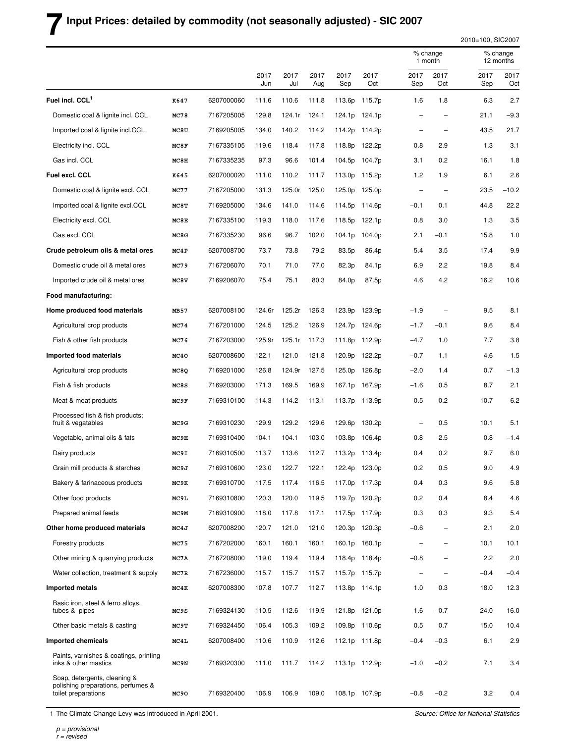# 7 Input Prices: detailed by commodity (not seasonally adjusted) - SIC 2007

2010=100, SIC2007

| | | | 2017 Jun | 2017 Jul | 2017 Aug | 2017 Sep | 2017 Oct | % change 1 month 2017 Sep | % change 1 month 2017 Oct | % change 12 months 2017 Sep | % change 12 months 2017 Oct |
|---|---|---|---|---|---|---|---|---|---|---|---|
| **Fuel incl. CCL**[1] | K647 | 6207000060 | 111.6 | 110.6 | 111.8 | 113.6p | 115.7p | 1.6 | 1.8 | 6.3 | 2.7 |
| Domestic coal & lignite incl. CCL | MC78 | 7167205005 | 129.8 | 124.1r | 124.1 | 124.1p | 124.1p | – | – | 21.1 | −9.3 |
| Imported coal & lignite incl.CCL | MC8U | 7169205005 | 134.0 | 140.2 | 114.2 | 114.2p | 114.2p | – | – | 43.5 | 21.7 |
| Electricity incl. CCL | MC8F | 7167335105 | 119.6 | 118.4 | 117.8 | 118.8p | 122.2p | 0.8 | 2.9 | 1.3 | 3.1 |
| Gas incl. CCL | MC8H | 7167335235 | 97.3 | 96.6 | 101.4 | 104.5p | 104.7p | 3.1 | 0.2 | 16.1 | 1.8 |
| **Fuel excl. CCL** | K645 | 6207000020 | 111.0 | 110.2 | 111.7 | 113.0p | 115.2p | 1.2 | 1.9 | 6.1 | 2.6 |
| Domestic coal & lignite excl. CCL | MC77 | 7167205000 | 131.3 | 125.0r | 125.0 | 125.0p | 125.0p | – | – | 23.5 | −10.2 |
| Imported coal & lignite excl.CCL | MC8T | 7169205000 | 134.6 | 141.0 | 114.6 | 114.5p | 114.6p | −0.1 | 0.1 | 44.8 | 22.2 |
| Electricity excl. CCL | MC8E | 7167335100 | 119.3 | 118.0 | 117.6 | 118.5p | 122.1p | 0.8 | 3.0 | 1.3 | 3.5 |
| Gas excl. CCL | MC8G | 7167335230 | 96.6 | 96.7 | 102.0 | 104.1p | 104.0p | 2.1 | −0.1 | 15.8 | 1.0 |
| **Crude petroleum oils & metal ores** | MC4P | 6207008700 | 73.7 | 73.8 | 79.2 | 83.5p | 86.4p | 5.4 | 3.5 | 17.4 | 9.9 |
| Domestic crude oil & metal ores | MC79 | 7167206070 | 70.1 | 71.0 | 77.0 | 82.3p | 84.1p | 6.9 | 2.2 | 19.8 | 8.4 |
| Imported crude oil & metal ores | MC8V | 7169206070 | 75.4 | 75.1 | 80.3 | 84.0p | 87.5p | 4.6 | 4.2 | 16.2 | 10.6 |
| **Food manufacturing:** | | | | | | | | | | | |
| **Home produced food materials** | MB57 | 6207008100 | 124.6r | 125.2r | 126.3 | 123.9p | 123.9p | −1.9 | – | 9.5 | 8.1 |
| Agricultural crop products | MC74 | 7167201000 | 124.5 | 125.2 | 126.9 | 124.7p | 124.6p | −1.7 | −0.1 | 9.6 | 8.4 |
| Fish & other fish products | MC76 | 7167203000 | 125.9r | 125.1r | 117.3 | 111.8p | 112.9p | −4.7 | 1.0 | 7.7 | 3.8 |
| **Imported food materials** | MC4O | 6207008600 | 122.1 | 121.0 | 121.8 | 120.9p | 122.2p | −0.7 | 1.1 | 4.6 | 1.5 |
| Agricultural crop products | MC8Q | 7169201000 | 126.8 | 124.9r | 127.5 | 125.0p | 126.8p | −2.0 | 1.4 | 0.7 | −1.3 |
| Fish & fish products | MC8S | 7169203000 | 171.3 | 169.5 | 169.9 | 167.1p | 167.9p | −1.6 | 0.5 | 8.7 | 2.1 |
| Meat & meat products | MC9F | 7169310100 | 114.3 | 114.2 | 113.1 | 113.7p | 113.9p | 0.5 | 0.2 | 10.7 | 6.2 |
| Processed fish & fish products; fruit & vegatables | MC9G | 7169310230 | 129.9 | 129.2 | 129.6 | 129.6p | 130.2p | – | 0.5 | 10.1 | 5.1 |
| Vegetable, animal oils & fats | MC9H | 7169310400 | 104.1 | 104.1 | 103.0 | 103.8p | 106.4p | 0.8 | 2.5 | 0.8 | −1.4 |
| Dairy products | MC9I | 7169310500 | 113.7 | 113.6 | 112.7 | 113.2p | 113.4p | 0.4 | 0.2 | 9.7 | 6.0 |
| Grain mill products & starches | MC9J | 7169310600 | 123.0 | 122.7 | 122.1 | 122.4p | 123.0p | 0.2 | 0.5 | 9.0 | 4.9 |
| Bakery & farinaceous products | MC9K | 7169310700 | 117.5 | 117.4 | 116.5 | 117.0p | 117.3p | 0.4 | 0.3 | 9.6 | 5.8 |
| Other food products | MC9L | 7169310800 | 120.3 | 120.0 | 119.5 | 119.7p | 120.2p | 0.2 | 0.4 | 8.4 | 4.6 |
| Prepared animal feeds | MC9M | 7169310900 | 118.0 | 117.8 | 117.1 | 117.5p | 117.9p | 0.3 | 0.3 | 9.3 | 5.4 |
| **Other home produced materials** | MC4J | 6207008200 | 120.7 | 121.0 | 121.0 | 120.3p | 120.3p | −0.6 | – | 2.1 | 2.0 |
| Forestry products | MC75 | 7167202000 | 160.1 | 160.1 | 160.1 | 160.1p | 160.1p | – | – | 10.1 | 10.1 |
| Other mining & quarrying products | MC7A | 7167208000 | 119.0 | 119.4 | 119.4 | 118.4p | 118.4p | −0.8 | – | 2.2 | 2.0 |
| Water collection, treatment & supply | MC7R | 7167236000 | 115.7 | 115.7 | 115.7 | 115.7p | 115.7p | – | – | −0.4 | −0.4 |
| **Imported metals** | MC4K | 6207008300 | 107.8 | 107.7 | 112.7 | 113.8p | 114.1p | 1.0 | 0.3 | 18.0 | 12.3 |
| Basic iron, steel & ferro alloys, tubes & pipes | MC9S | 7169324130 | 110.5 | 112.6 | 119.9 | 121.8p | 121.0p | 1.6 | −0.7 | 24.0 | 16.0 |
| Other basic metals & casting | MC9T | 7169324450 | 106.4 | 105.3 | 109.2 | 109.8p | 110.6p | 0.5 | 0.7 | 15.0 | 10.4 |
| **Imported chemicals** | MC4L | 6207008400 | 110.6 | 110.9 | 112.6 | 112.1p | 111.8p | −0.4 | −0.3 | 6.1 | 2.9 |
| Paints, varnishes & coatings, printing inks & other mastics | MC9N | 7169320300 | 111.0 | 111.7 | 114.2 | 113.1p | 112.9p | −1.0 | −0.2 | 7.1 | 3.4 |
| Soap, detergents, cleaning & polishing preparations, perfumes & toilet preparations | MC9O | 7169320400 | 106.9 | 106.9 | 109.0 | 108.1p | 107.9p | −0.8 | −0.2 | 3.2 | 0.4 |

1 The Climate Change Levy was introduced in April 2001.

*Source: Office for National Statistics*

*p = provisional*
*r = revised*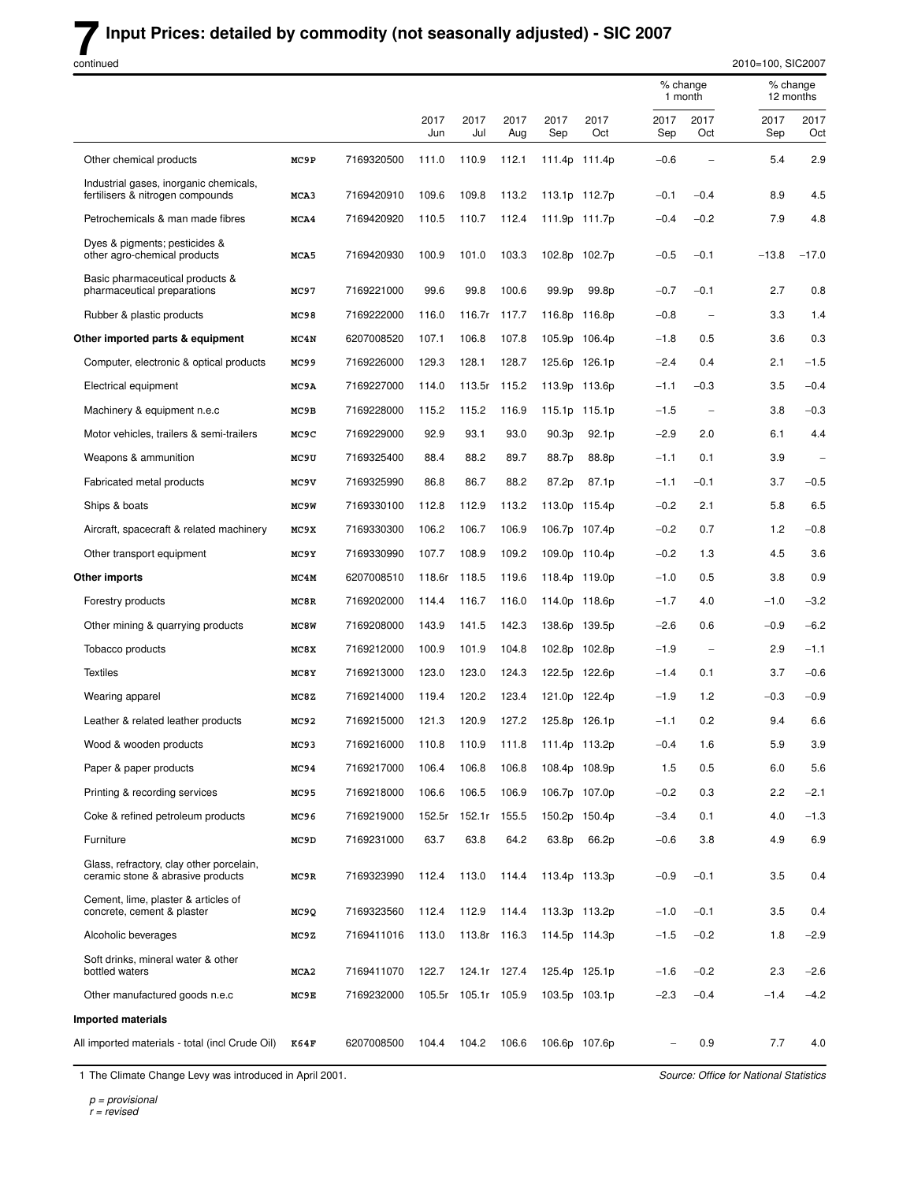# 7 Input Prices: detailed by commodity (not seasonally adjusted) - SIC 2007

continued

2010=100, SIC2007

| | | | 2017 Jun | 2017 Jul | 2017 Aug | 2017 Sep | 2017 Oct | % change 1 month 2017 Sep | % change 1 month 2017 Oct | % change 12 months 2017 Sep | % change 12 months 2017 Oct |
|---|---|---|---|---|---|---|---|---|---|---|---|
| Other chemical products | MC9P | 7169320500 | 111.0 | 110.9 | 112.1 | 111.4p | 111.4p | −0.6 | – | 5.4 | 2.9 |
| Industrial gases, inorganic chemicals, fertilisers & nitrogen compounds | MCA3 | 7169420910 | 109.6 | 109.8 | 113.2 | 113.1p | 112.7p | −0.1 | −0.4 | 8.9 | 4.5 |
| Petrochemicals & man made fibres | MCA4 | 7169420920 | 110.5 | 110.7 | 112.4 | 111.9p | 111.7p | −0.4 | −0.2 | 7.9 | 4.8 |
| Dyes & pigments; pesticides & other agro-chemical products | MCA5 | 7169420930 | 100.9 | 101.0 | 103.3 | 102.8p | 102.7p | −0.5 | −0.1 | −13.8 | −17.0 |
| Basic pharmaceutical products & pharmaceutical preparations | MC97 | 7169221000 | 99.6 | 99.8 | 100.6 | 99.9p | 99.8p | −0.7 | −0.1 | 2.7 | 0.8 |
| Rubber & plastic products | MC98 | 7169222000 | 116.0 | 116.7r | 117.7 | 116.8p | 116.8p | −0.8 | – | 3.3 | 1.4 |
| **Other imported parts & equipment** | MC4N | 6207008520 | 107.1 | 106.8 | 107.8 | 105.9p | 106.4p | −1.8 | 0.5 | 3.6 | 0.3 |
| Computer, electronic & optical products | MC99 | 7169226000 | 129.3 | 128.1 | 128.7 | 125.6p | 126.1p | −2.4 | 0.4 | 2.1 | −1.5 |
| Electrical equipment | MC9A | 7169227000 | 114.0 | 113.5r | 115.2 | 113.9p | 113.6p | −1.1 | −0.3 | 3.5 | −0.4 |
| Machinery & equipment n.e.c | MC9B | 7169228000 | 115.2 | 115.2 | 116.9 | 115.1p | 115.1p | −1.5 | – | 3.8 | −0.3 |
| Motor vehicles, trailers & semi-trailers | MC9C | 7169229000 | 92.9 | 93.1 | 93.0 | 90.3p | 92.1p | −2.9 | 2.0 | 6.1 | 4.4 |
| Weapons & ammunition | MC9U | 7169325400 | 88.4 | 88.2 | 89.7 | 88.7p | 88.8p | −1.1 | 0.1 | 3.9 | – |
| Fabricated metal products | MC9V | 7169325990 | 86.8 | 86.7 | 88.2 | 87.2p | 87.1p | −1.1 | −0.1 | 3.7 | −0.5 |
| Ships & boats | MC9W | 7169330100 | 112.8 | 112.9 | 113.2 | 113.0p | 115.4p | −0.2 | 2.1 | 5.8 | 6.5 |
| Aircraft, spacecraft & related machinery | MC9X | 7169330300 | 106.2 | 106.7 | 106.9 | 106.7p | 107.4p | −0.2 | 0.7 | 1.2 | −0.8 |
| Other transport equipment | MC9Y | 7169330990 | 107.7 | 108.9 | 109.2 | 109.0p | 110.4p | −0.2 | 1.3 | 4.5 | 3.6 |
| **Other imports** | MC4M | 6207008510 | 118.6r | 118.5 | 119.6 | 118.4p | 119.0p | −1.0 | 0.5 | 3.8 | 0.9 |
| Forestry products | MC8R | 7169202000 | 114.4 | 116.7 | 116.0 | 114.0p | 118.6p | −1.7 | 4.0 | −1.0 | −3.2 |
| Other mining & quarrying products | MC8W | 7169208000 | 143.9 | 141.5 | 142.3 | 138.6p | 139.5p | −2.6 | 0.6 | −0.9 | −6.2 |
| Tobacco products | MC8X | 7169212000 | 100.9 | 101.9 | 104.8 | 102.8p | 102.8p | −1.9 | – | 2.9 | −1.1 |
| Textiles | MC8Y | 7169213000 | 123.0 | 123.0 | 124.3 | 122.5p | 122.6p | −1.4 | 0.1 | 3.7 | −0.6 |
| Wearing apparel | MC8Z | 7169214000 | 119.4 | 120.2 | 123.4 | 121.0p | 122.4p | −1.9 | 1.2 | −0.3 | −0.9 |
| Leather & related leather products | MC92 | 7169215000 | 121.3 | 120.9 | 127.2 | 125.8p | 126.1p | −1.1 | 0.2 | 9.4 | 6.6 |
| Wood & wooden products | MC93 | 7169216000 | 110.8 | 110.9 | 111.8 | 111.4p | 113.2p | −0.4 | 1.6 | 5.9 | 3.9 |
| Paper & paper products | MC94 | 7169217000 | 106.4 | 106.8 | 106.8 | 108.4p | 108.9p | 1.5 | 0.5 | 6.0 | 5.6 |
| Printing & recording services | MC95 | 7169218000 | 106.6 | 106.5 | 106.9 | 106.7p | 107.0p | −0.2 | 0.3 | 2.2 | −2.1 |
| Coke & refined petroleum products | MC96 | 7169219000 | 152.5r | 152.1r | 155.5 | 150.2p | 150.4p | −3.4 | 0.1 | 4.0 | −1.3 |
| Furniture | MC9D | 7169231000 | 63.7 | 63.8 | 64.2 | 63.8p | 66.2p | −0.6 | 3.8 | 4.9 | 6.9 |
| Glass, refractory, clay other porcelain, ceramic stone & abrasive products | MC9R | 7169323990 | 112.4 | 113.0 | 114.4 | 113.4p | 113.3p | −0.9 | −0.1 | 3.5 | 0.4 |
| Cement, lime, plaster & articles of concrete, cement & plaster | MC9Q | 7169323560 | 112.4 | 112.9 | 114.4 | 113.3p | 113.2p | −1.0 | −0.1 | 3.5 | 0.4 |
| Alcoholic beverages | MC9Z | 7169411016 | 113.0 | 113.8r | 116.3 | 114.5p | 114.3p | −1.5 | −0.2 | 1.8 | −2.9 |
| Soft drinks, mineral water & other bottled waters | MCA2 | 7169411070 | 122.7 | 124.1r | 127.4 | 125.4p | 125.1p | −1.6 | −0.2 | 2.3 | −2.6 |
| Other manufactured goods n.e.c | MC9E | 7169232000 | 105.5r | 105.1r | 105.9 | 103.5p | 103.1p | −2.3 | −0.4 | −1.4 | −4.2 |
| **Imported materials** | | | | | | | | | | | |
| All imported materials - total (incl Crude Oil) | K64F | 6207008500 | 104.4 | 104.2 | 106.6 | 106.6p | 107.6p | – | 0.9 | 7.7 | 4.0 |

1 The Climate Change Levy was introduced in April 2001.

*Source: Office for National Statistics*

*p = provisional*
*r = revised*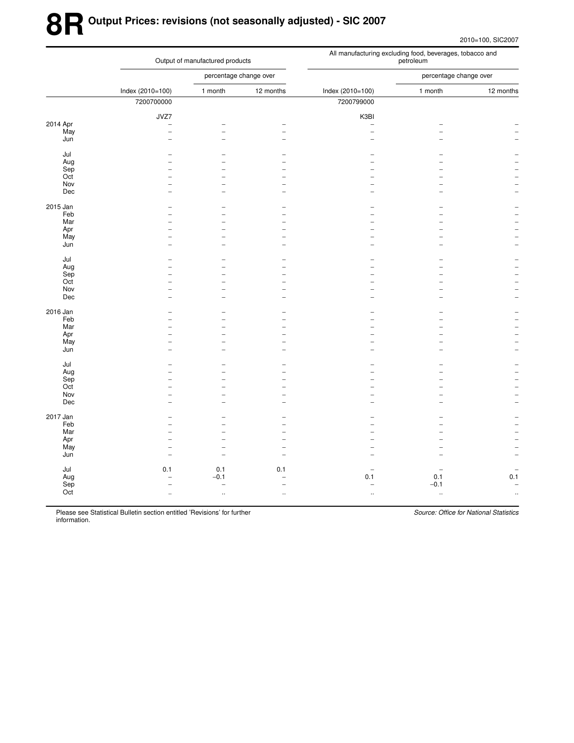# 8R Output Prices: revisions (not seasonally adjusted) - SIC 2007

2010=100, SIC2007

| | Output of manufactured products | | | All manufacturing excluding food, beverages, tobacco and petroleum | | |
|---|---|---|---|---|---|---|
| | | percentage change over | | | percentage change over | |
| | Index (2010=100) | 1 month | 12 months | Index (2010=100) | 1 month | 12 months |
| | 7200700000 | | | 7200799000 | | |
| | JVZ7 | | | K3BI | | |
| 2014 Apr | – | – | – | – | – | – |
| May | – | – | – | – | – | – |
| Jun | – | – | – | – | – | – |
| Jul | – | – | – | – | – | – |
| Aug | – | – | – | – | – | – |
| Sep | – | – | – | – | – | – |
| Oct | – | – | – | – | – | – |
| Nov | – | – | – | – | – | – |
| Dec | – | – | – | – | – | – |
| 2015 Jan | – | – | – | – | – | – |
| Feb | – | – | – | – | – | – |
| Mar | – | – | – | – | – | – |
| Apr | – | – | – | – | – | – |
| May | – | – | – | – | – | – |
| Jun | – | – | – | – | – | – |
| Jul | – | – | – | – | – | – |
| Aug | – | – | – | – | – | – |
| Sep | – | – | – | – | – | – |
| Oct | – | – | – | – | – | – |
| Nov | – | – | – | – | – | – |
| Dec | – | – | – | – | – | – |
| 2016 Jan | – | – | – | – | – | – |
| Feb | – | – | – | – | – | – |
| Mar | – | – | – | – | – | – |
| Apr | – | – | – | – | – | – |
| May | – | – | – | – | – | – |
| Jun | – | – | – | – | – | – |
| Jul | – | – | – | – | – | – |
| Aug | – | – | – | – | – | – |
| Sep | – | – | – | – | – | – |
| Oct | – | – | – | – | – | – |
| Nov | – | – | – | – | – | – |
| Dec | – | – | – | – | – | – |
| 2017 Jan | – | – | – | – | – | – |
| Feb | – | – | – | – | – | – |
| Mar | – | – | – | – | – | – |
| Apr | – | – | – | – | – | – |
| May | – | – | – | – | – | – |
| Jun | – | – | – | – | – | – |
| Jul | 0.1 | 0.1 | 0.1 | – | – | – |
| Aug | – | −0.1 | – | 0.1 | 0.1 | 0.1 |
| Sep | – | – | – | – | −0.1 | – |
| Oct | .. | .. | .. | .. | .. | .. |

Please see Statistical Bulletin section entitled 'Revisions' for further information.

*Source: Office for National Statistics*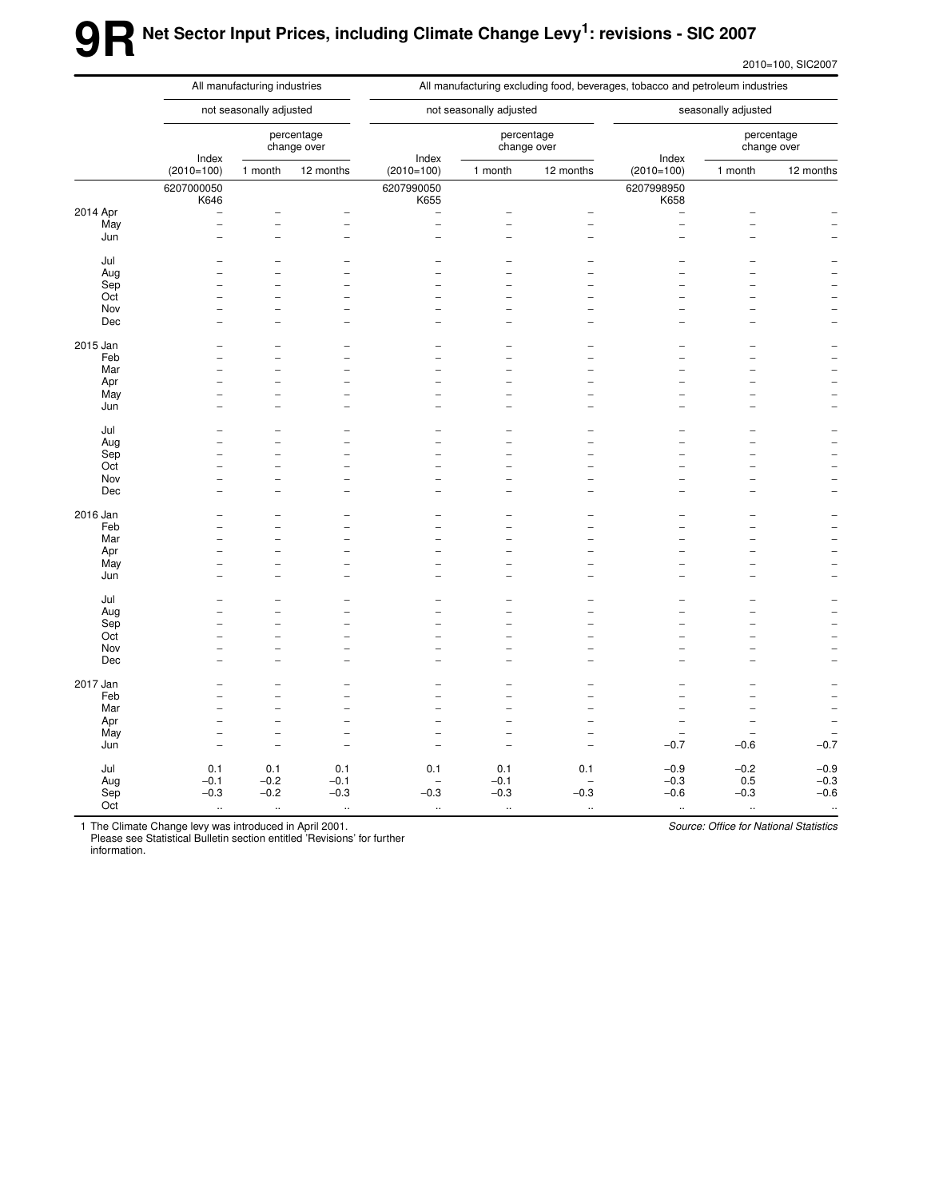# 9R Net Sector Input Prices, including Climate Change Levy[1]: revisions - SIC 2007

2010=100, SIC2007

| | All manufacturing industries | | | All manufacturing excluding food, beverages, tobacco and petroleum industries | | | | | |
|---|---|---|---|---|---|---|---|---|---|
| | not seasonally adjusted | | | not seasonally adjusted | | | seasonally adjusted | | |
| | Index (2010=100) | percentage change over 1 month | percentage change over 12 months | Index (2010=100) | percentage change over 1 month | percentage change over 12 months | Index (2010=100) | percentage change over 1 month | percentage change over 12 months |
| | 6207000050 K646 | | | 6207990050 K655 | | | 6207998950 K658 | | |
| 2014 Apr | – | – | – | – | – | – | – | – | – |
| May | – | – | – | – | – | – | – | – | – |
| Jun | – | – | – | – | – | – | – | – | – |
| Jul | – | – | – | – | – | – | – | – | – |
| Aug | – | – | – | – | – | – | – | – | – |
| Sep | – | – | – | – | – | – | – | – | – |
| Oct | – | – | – | – | – | – | – | – | – |
| Nov | – | – | – | – | – | – | – | – | – |
| Dec | – | – | – | – | – | – | – | – | – |
| 2015 Jan | – | – | – | – | – | – | – | – | – |
| Feb | – | – | – | – | – | – | – | – | – |
| Mar | – | – | – | – | – | – | – | – | – |
| Apr | – | – | – | – | – | – | – | – | – |
| May | – | – | – | – | – | – | – | – | – |
| Jun | – | – | – | – | – | – | – | – | – |
| Jul | – | – | – | – | – | – | – | – | – |
| Aug | – | – | – | – | – | – | – | – | – |
| Sep | – | – | – | – | – | – | – | – | – |
| Oct | – | – | – | – | – | – | – | – | – |
| Nov | – | – | – | – | – | – | – | – | – |
| Dec | – | – | – | – | – | – | – | – | – |
| 2016 Jan | – | – | – | – | – | – | – | – | – |
| Feb | – | – | – | – | – | – | – | – | – |
| Mar | – | – | – | – | – | – | – | – | – |
| Apr | – | – | – | – | – | – | – | – | – |
| May | – | – | – | – | – | – | – | – | – |
| Jun | – | – | – | – | – | – | – | – | – |
| Jul | – | – | – | – | – | – | – | – | – |
| Aug | – | – | – | – | – | – | – | – | – |
| Sep | – | – | – | – | – | – | – | – | – |
| Oct | – | – | – | – | – | – | – | – | – |
| Nov | – | – | – | – | – | – | – | – | – |
| Dec | – | – | – | – | – | – | – | – | – |
| 2017 Jan | – | – | – | – | – | – | – | – | – |
| Feb | – | – | – | – | – | – | – | – | – |
| Mar | – | – | – | – | – | – | – | – | – |
| Apr | – | – | – | – | – | – | – | – | – |
| May | – | – | – | – | – | – | – | – | – |
| Jun | – | – | – | – | – | – | –0.7 | –0.6 | –0.7 |
| Jul | 0.1 | 0.1 | 0.1 | 0.1 | 0.1 | 0.1 | –0.9 | –0.2 | –0.9 |
| Aug | –0.1 | –0.2 | –0.1 | – | –0.1 | – | –0.3 | 0.5 | –0.3 |
| Sep | –0.3 | –0.2 | –0.3 | –0.3 | –0.3 | –0.3 | –0.6 | –0.3 | –0.6 |
| Oct | .. | .. | .. | .. | .. | .. | .. | .. | .. |

1 The Climate Change levy was introduced in April 2001.
Please see Statistical Bulletin section entitled 'Revisions' for further information.

*Source: Office for National Statistics*